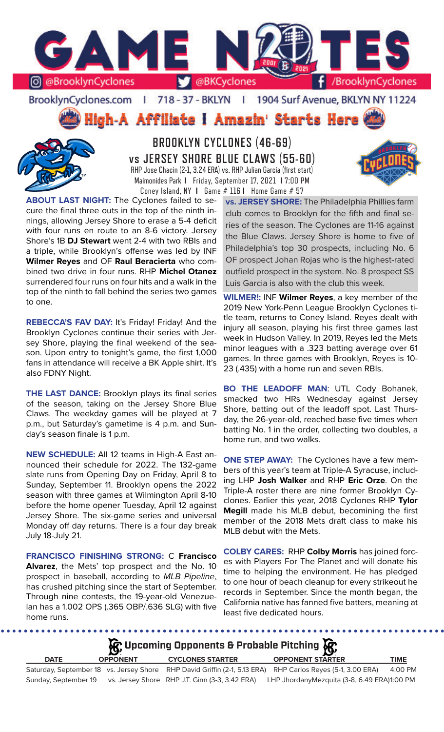# GAME NOTES

@BrooklynCyclones | @BKCyclones | /BrooklynCyclones

BrooklynCyclones.com | 718 - 37 - BKLYN | 1904 Surf Avenue, BKLYN NY 11224

**High-A Affiliate I Amazin' Starts Here**

## BROOKLYN CYCLONES (46-69)
## vs JERSEY SHORE BLUE CLAWS (55-60)

RHP Jose Chacin (2-1, 3.24 ERA) vs. RHP Julian Garcia (first start)
Maimonides Park I Friday, September 17, 2021 I 7:00 PM
Coney Island, NY I Game # 116 I Home Game # 57

**ABOUT LAST NIGHT:** The Cyclones failed to secure the final three outs in the top of the ninth innings, allowing Jersey Shore to erase a 5-4 deficit with four runs en route to an 8-6 victory. Jersey Shore's 1B **DJ Stewart** went 2-4 with two RBIs and a triple, while Brooklyn's offense was led by INF **Wilmer Reyes** and OF **Raul Beracierta** who combined two drive in four runs. RHP **Michel Otanez** surrendered four runs on four hits and a walk in the top of the ninth to fall behind the series two games to one.

**REBECCA'S FAV DAY:** It's Friday! Friday! And the Brooklyn Cyclones continue their series with Jersey Shore, playing the final weekend of the season. Upon entry to tonight's game, the first 1,000 fans in attendance will receive a BK Apple shirt. It's also FDNY Night.

**THE LAST DANCE:** Brooklyn plays its final series of the season, taking on the Jersey Shore Blue Claws. The weekday games will be played at 7 p.m., but Saturday's gametime is 4 p.m. and Sunday's season finale is 1 p.m.

**NEW SCHEDULE:** All 12 teams in High-A East announced their schedule for 2022. The 132-game slate runs from Opening Day on Friday, April 8 to Sunday, September 11. Brooklyn opens the 2022 season with three games at Wilmington April 8-10 before the home opener Tuesday, April 12 against Jersey Shore. The six-game series and universal Monday off day returns. There is a four day break July 18-July 21.

**FRANCISCO FINISHING STRONG:** C **Francisco Alvarez**, the Mets' top prospect and the No. 10 prospect in baseball, according to *MLB Pipeline*, has crushed pitching since the start of September. Through nine contests, the 19-year-old Venezuelan has a 1.002 OPS (.365 OBP/.636 SLG) with five home runs.

**vs. JERSEY SHORE:** The Philadelphia Phillies farm club comes to Brooklyn for the fifth and final series of the season. The Cyclones are 11-16 against the Blue Claws. Jersey Shore is home to five of Philadelphia's top 30 prospects, including No. 6 OF prospect Johan Rojas who is the highest-rated outfield prospect in the system. No. 8 prospect SS Luis Garcia is also with the club this week.

**WILMER!:** INF **Wilmer Reyes**, a key member of the 2019 New York-Penn League Brooklyn Cyclones title team, returns to Coney Island. Reyes dealt with injury all season, playing his first three games last week in Hudson Valley. In 2019, Reyes led the Mets minor leagues with a .323 batting average over 61 games. In three games with Brooklyn, Reyes is 10-23 (.435) with a home run and seven RBIs.

**BO THE LEADOFF MAN**: UTL Cody Bohanek, smacked two HRs Wednesday against Jersey Shore, batting out of the leadoff spot. Last Thursday, the 26-year-old, reached base five times when batting No. 1 in the order, collecting two doubles, a home run, and two walks.

**ONE STEP AWAY:** The Cyclones have a few members of this year's team at Triple-A Syracuse, including LHP **Josh Walker** and RHP **Eric Orze**. On the Triple-A roster there are nine former Brooklyn Cyclones. Earlier this year, 2018 Cyclones RHP **Tylor Megill** made his MLB debut, becomining the first member of the 2018 Mets draft class to make his MLB debut with the Mets.

**COLBY CARES:** RHP **Colby Morris** has joined forces with Players For The Planet and will donate his time to helping the environment. He has pledged to one hour of beach cleanup for every strikeout he records in September. Since the month began, the California native has fanned five batters, meaning at least five dedicated hours.

### Upcoming Opponents & Probable Pitching

| DATE | OPPONENT | CYCLONES STARTER | OPPONENT STARTER | TIME |
|---|---|---|---|---|
| Saturday, September 18 | vs. Jersey Shore | RHP David Griffin (2-1, 5.13 ERA) | RHP Carlos Reyes (5-1, 3.00 ERA) | 4:00 PM |
| Sunday, September 19 | vs. Jersey Shore | RHP J.T. Ginn (3-3, 3.42 ERA) | LHP JhordanyMezquita (3-8, 6.49 ERA) | 1:00 PM |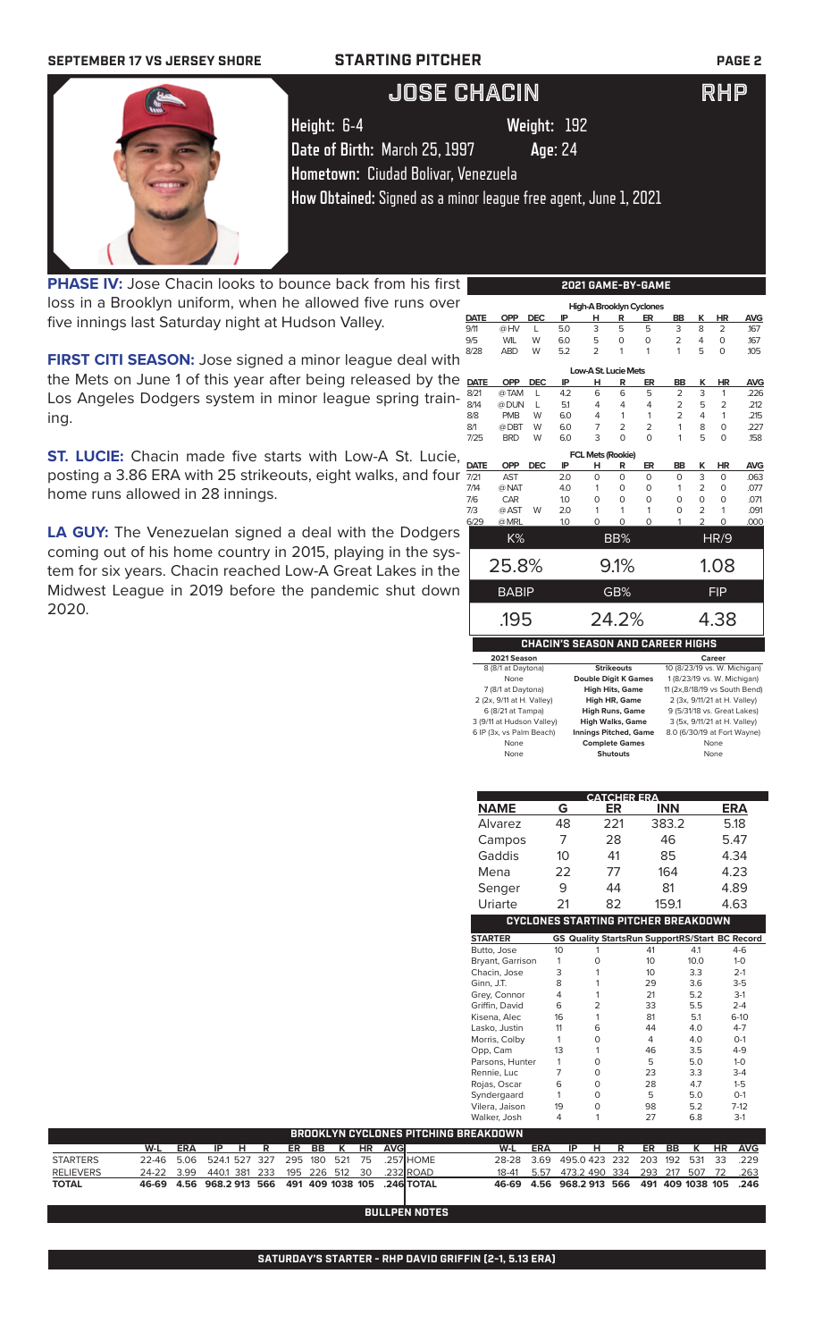# JOSE CHACIN — RHP

**Height:** 6-4 **Weight:** 192
**Date of Birth:** March 25, 1997 **Age:** 24
**Hometown:** Ciudad Bolivar, Venezuela
**How Obtained:** Signed as a minor league free agent, June 1, 2021

**PHASE IV:** Jose Chacin looks to bounce back from his first loss in a Brooklyn uniform, when he allowed five runs over five innings last Saturday night at Hudson Valley.

**FIRST CITI SEASON:** Jose signed a minor league deal with the Mets on June 1 of this year after being released by the Los Angeles Dodgers system in minor league spring training.

**ST. LUCIE:** Chacin made five starts with Low-A St. Lucie, posting a 3.86 ERA with 25 strikeouts, eight walks, and four home runs allowed in 28 innings.

**LA GUY:** The Venezuelan signed a deal with the Dodgers coming out of his home country in 2015, playing in the system for six years. Chacin reached Low-A Great Lakes in the Midwest League in 2019 before the pandemic shut down 2020.

## 2021 GAME-BY-GAME

| DATE | OPP | DEC | IP | H | R | ER | BB | K | HR | AVG |
|---|---|---|---|---|---|---|---|---|---|---|
| **High-A Brooklyn Cyclones** | | | | | | | | | | |
| 9/11 | @HV | L | 5.0 | 3 | 5 | 5 | 3 | 8 | 2 | .167 |
| 9/5 | WIL | W | 6.0 | 5 | 0 | 0 | 2 | 4 | 0 | .167 |
| 8/28 | ABD | W | 5.2 | 2 | 1 | 1 | 1 | 5 | 0 | .105 |
| **Low-A St. Lucie Mets** | | | | | | | | | | |
| 8/21 | @TAM | L | 4.2 | 6 | 6 | 5 | 2 | 3 | 1 | .226 |
| 8/14 | @DUN | L | 5.1 | 4 | 4 | 4 | 2 | 5 | 2 | .212 |
| 8/8 | PMB | W | 6.0 | 4 | 1 | 1 | 2 | 4 | 1 | .215 |
| 8/1 | @DBT | W | 6.0 | 7 | 2 | 2 | 1 | 8 | 0 | .227 |
| 7/25 | BRD | W | 6.0 | 3 | 0 | 0 | 1 | 5 | 0 | .158 |
| **FCL Mets (Rookie)** | | | | | | | | | | |
| 7/21 | AST | | 2.0 | 0 | 0 | 0 | 0 | 3 | 0 | .063 |
| 7/14 | @NAT | | 4.0 | 1 | 0 | 0 | 1 | 2 | 0 | .077 |
| 7/6 | CAR | | 1.0 | 0 | 0 | 0 | 0 | 0 | 0 | .071 |
| 7/3 | @AST | W | 2.0 | 1 | 1 | 1 | 0 | 2 | 1 | .091 |
| 6/29 | @MRL | | 1.0 | 0 | 0 | 0 | 1 | 2 | 0 | .000 |

| K% | BB% | HR/9 |
|---|---|---|
| 25.8% | 9.1% | 1.08 |
| **BABIP** | **GB%** | **FIP** |
| .195 | 24.2% | 4.38 |

## CHACIN'S SEASON AND CAREER HIGHS

| 2021 Season | | Career |
|---|---|---|
| 8 (8/1 at Daytona) | Strikeouts | 10 (8/23/19 vs. Michigan) |
| None | Double Digit K Games | 1 (8/23/19 vs. Michigan) |
| 7 (8/1 at Daytona) | High Hits, Game | 11 (2x,8/18/19 vs South Bend) |
| 2 (2x, 9/11 at H. Valley) | High HR, Game | 2 (3x, 9/11/21 at H. Valley) |
| 6 (8/21 at Tampa) | High Runs, Game | 9 (5/31/18 vs. Great Lakes) |
| 3 (9/11 at Hudson Valley) | High Walks, Game | 3 (5x, 9/11/21 at H. Valley) |
| 6 IP (3x, vs Palm Beach) | Innings Pitched, Game | 8.0 (6/30/19 at Fort Wayne) |
| None | Complete Games | None |
| None | Shutouts | None |

## CATCHER ERA

| NAME | G | ER | INN | ERA |
|---|---|---|---|---|
| Alvarez | 48 | 221 | 383.2 | 5.18 |
| Campos | 7 | 28 | 46 | 5.47 |
| Gaddis | 10 | 41 | 85 | 4.34 |
| Mena | 22 | 77 | 164 | 4.23 |
| Senger | 9 | 44 | 81 | 4.89 |
| Uriarte | 21 | 82 | 159.1 | 4.63 |

## CYCLONES STARTING PITCHER BREAKDOWN

| STARTER | GS | Quality Starts | Run Support | RS/Start | BC Record |
|---|---|---|---|---|---|
| Butto, Jose | 10 | 1 | 41 | 4.1 | 4-6 |
| Bryant, Garrison | 1 | 0 | 10 | 10.0 | 1-0 |
| Chacin, Jose | 3 | 1 | 10 | 3.3 | 2-1 |
| Ginn, J.T. | 8 | 1 | 29 | 3.6 | 3-5 |
| Grey, Connor | 4 | 1 | 21 | 5.2 | 3-1 |
| Griffin, David | 6 | 2 | 33 | 5.5 | 2-4 |
| Kisena, Alec | 16 | 1 | 81 | 5.1 | 6-10 |
| Lasko, Justin | 11 | 6 | 44 | 4.0 | 4-7 |
| Morris, Colby | 1 | 0 | 4 | 4.0 | 0-1 |
| Opp, Cam | 13 | 1 | 46 | 3.5 | 4-9 |
| Parsons, Hunter | 1 | 0 | 5 | 5.0 | 1-0 |
| Rennie, Luc | 7 | 0 | 23 | 3.3 | 3-4 |
| Rojas, Oscar | 6 | 0 | 28 | 4.7 | 1-5 |
| Syndergaard | 1 | 0 | 5 | 5.0 | 0-1 |
| Vilera, Jaison | 19 | 0 | 98 | 5.2 | 7-12 |
| Walker, Josh | 4 | 1 | 27 | 6.8 | 3-1 |

## BROOKLYN CYCLONES PITCHING BREAKDOWN

| | W-L | ERA | IP | H | R | ER | BB | K | HR | AVG |
|---|---|---|---|---|---|---|---|---|---|---|
| STARTERS | 22-46 | 5.06 | 524.1 | 527 | 327 | 295 | 180 | 521 | 75 | .257 |
| RELIEVERS | 24-22 | 3.99 | 440.1 | 381 | 233 | 195 | 226 | 512 | 30 | .232 |
| **TOTAL** | **46-69** | **4.56** | **968.2** | **913** | **566** | **491** | **409** | **1038** | **105** | **.246** |

| | W-L | ERA | IP | H | R | ER | BB | K | HR | AVG |
|---|---|---|---|---|---|---|---|---|---|---|
| HOME | 28-28 | 3.69 | 495.0 | 423 | 232 | 203 | 192 | 531 | 33 | .229 |
| ROAD | 18-41 | 5.57 | 473.2 | 490 | 334 | 293 | 217 | 507 | 72 | .263 |
| **TOTAL** | **46-69** | **4.56** | **968.2** | **913** | **566** | **491** | **409** | **1038** | **105** | **.246** |

## BULLPEN NOTES

## SATURDAY'S STARTER - RHP DAVID GRIFFIN (2-1, 5.13 ERA)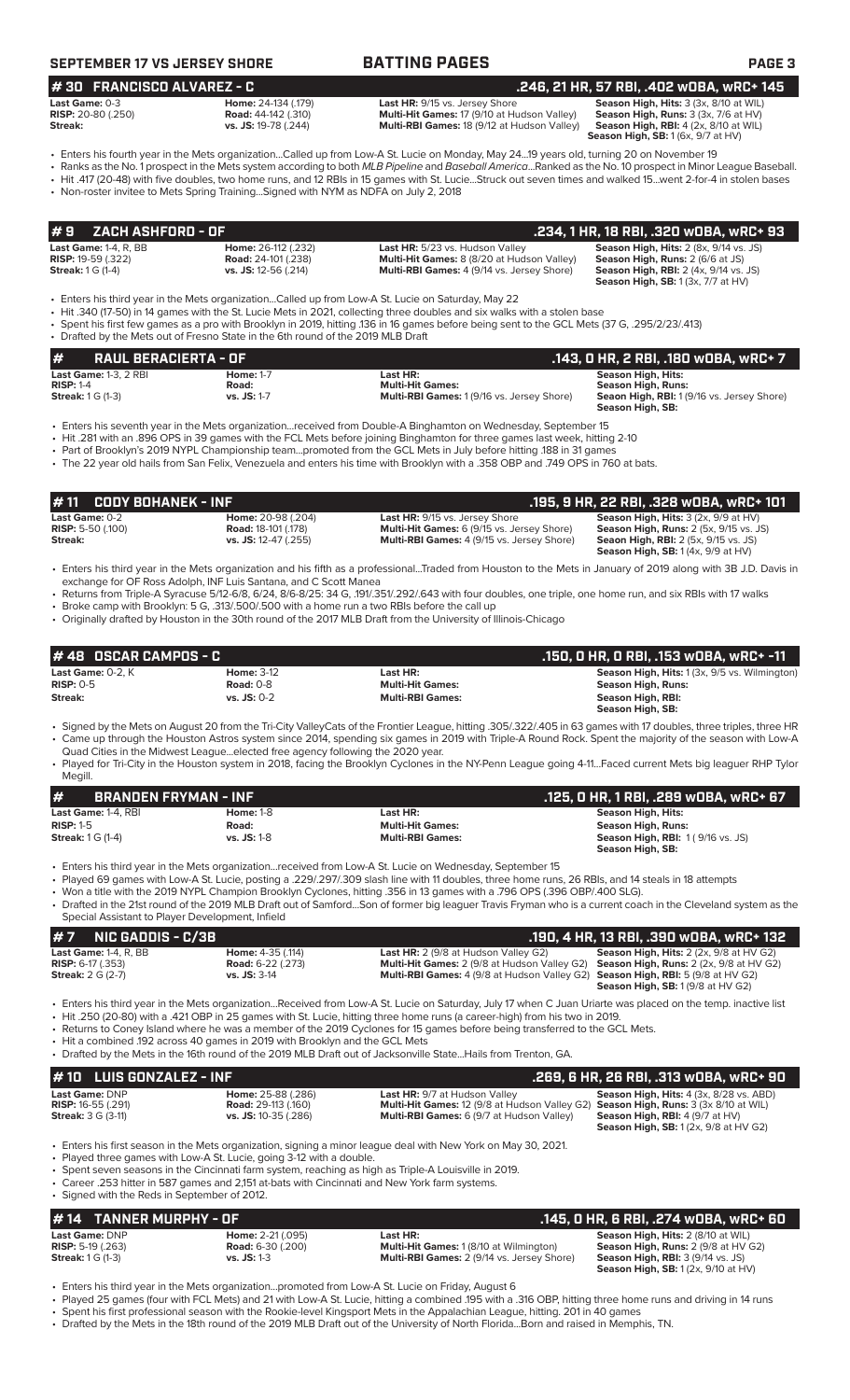## #30 FRANCISCO ALVAREZ - C
**.246, 21 HR, 57 RBI, .402 wOBA, wRC+ 145**

| | | | |
|---|---|---|---|
| **Last Game:** 0-3 | **Home:** 24-134 (.179) | **Last HR:** 9/15 vs. Jersey Shore | **Season High, Hits:** 3 (3x, 8/10 at WIL) |
| **RISP:** 20-80 (.250) | **Road:** 44-142 (.310) | **Multi-Hit Games:** 17 (9/10 at Hudson Valley) | **Season High, Runs:** 3 (3x, 7/6 at HV) |
| **Streak:** | **vs. JS:** 19-78 (.244) | **Multi-RBI Games:** 18 (9/12 at Hudson Valley) | **Season High, RBI:** 4 (2x, 8/10 at WIL) |
| | | | **Season High, SB:** 1 (6x, 9/7 at HV) |

- Enters his fourth year in the Mets organization...Called up from Low-A St. Lucie on Monday, May 24...19 years old, turning 20 on November 19
- Ranks as the No. 1 prospect in the Mets system according to both *MLB Pipeline* and *Baseball America*...Ranked as the No. 10 prospect in Minor League Baseball.
- Hit .417 (20-48) with five doubles, two home runs, and 12 RBIs in 15 games with St. Lucie...Struck out seven times and walked 15...went 2-for-4 in stolen bases
- Non-roster invitee to Mets Spring Training...Signed with NYM as NDFA on July 2, 2018

## #9 ZACH ASHFORD - OF
**.234, 1 HR, 18 RBI, .320 wOBA, wRC+ 93**

| | | | |
|---|---|---|---|
| **Last Game:** 1-4, R, BB | **Home:** 26-112 (.232) | **Last HR:** 5/23 vs. Hudson Valley | **Season High, Hits:** 2 (8x, 9/14 vs. JS) |
| **RISP:** 19-59 (.322) | **Road:** 24-101 (.238) | **Multi-Hit Games:** 8 (8/20 at Hudson Valley) | **Season High, Runs:** 2 (6/6 at JS) |
| **Streak:** 1 G (1-4) | **vs. JS:** 12-56 (.214) | **Multi-RBI Games:** 4 (9/14 vs. Jersey Shore) | **Season High, RBI:** 2 (4x, 9/14 vs. JS) |
| | | | **Season High, SB:** 1 (3x, 7/7 at HV) |

- Enters his third year in the Mets organization...Called up from Low-A St. Lucie on Saturday, May 22
- Hit .340 (17-50) in 14 games with the St. Lucie Mets in 2021, collecting three doubles and six walks with a stolen base
- Spent his first few games as a pro with Brooklyn in 2019, hitting .136 in 16 games before being sent to the GCL Mets (37 G, .295/2/23/.413)
- Drafted by the Mets out of Fresno State in the 6th round of the 2019 MLB Draft

## # RAUL BERACIERTA - OF
**.143, 0 HR, 2 RBI, .180 wOBA, wRC+ 7**

| | | | |
|---|---|---|---|
| **Last Game:** 1-3, 2 RBI | **Home:** 1-7 | **Last HR:** | **Season High, Hits:** |
| **RISP:** 1-4 | **Road:** | **Multi-Hit Games:** | **Season High, Runs:** |
| **Streak:** 1 G (1-3) | **vs. JS:** 1-7 | **Multi-RBI Games:** 1 (9/16 vs. Jersey Shore) | **Seaon High, RBI:** 1 (9/16 vs. Jersey Shore) |
| | | | **Season High, SB:** |

- Enters his seventh year in the Mets organization...received from Double-A Binghamton on Wednesday, September 15
- Hit .281 with an .896 OPS in 39 games with the FCL Mets before joining Binghamton for three games last week, hitting 2-10
- Part of Brooklyn's 2019 NYPL Championship team...promoted from the GCL Mets in July before hitting .188 in 31 games
- The 22 year old hails from San Felix, Venezuela and enters his time with Brooklyn with a .358 OBP and .749 OPS in 760 at bats.

## #11 CODY BOHANEK - INF
**.195, 9 HR, 22 RBI, .328 wOBA, wRC+ 101**

| | | | |
|---|---|---|---|
| **Last Game:** 0-2 | **Home:** 20-98 (.204) | **Last HR:** 9/15 vs. Jersey Shore | **Season High, Hits:** 3 (2x, 9/9 at HV) |
| **RISP:** 5-50 (.100) | **Road:** 18-101 (.178) | **Multi-Hit Games:** 6 (9/15 vs. Jersey Shore) | **Season High, Runs:** 2 (5x, 9/15 vs. JS) |
| **Streak:** | **vs. JS:** 12-47 (.255) | **Multi-RBI Games:** 4 (9/15 vs. Jersey Shore) | **Seaon High, RBI:** 2 (5x, 9/15 vs. JS) |
| | | | **Season High, SB:** 1 (4x, 9/9 at HV) |

- Enters his third year in the Mets organization and his fifth as a professional...Traded from Houston to the Mets in January of 2019 along with 3B J.D. Davis in exchange for OF Ross Adolph, INF Luis Santana, and C Scott Manea
- Returns from Triple-A Syracuse 5/12-6/8, 6/24, 8/6-8/25: 34 G, .191/.351/.292/.643 with four doubles, one triple, one home run, and six RBIs with 17 walks
- Broke camp with Brooklyn: 5 G, .313/.500/.500 with a home run a two RBIs before the call up
- Originally drafted by Houston in the 30th round of the 2017 MLB Draft from the University of Illinois-Chicago

## #48 OSCAR CAMPOS - C
**.150, 0 HR, 0 RBI, .153 wOBA, wRC+ -11**

| | | | |
|---|---|---|---|
| **Last Game:** 0-2, K | **Home:** 3-12 | **Last HR:** | **Season High, Hits:** 1 (3x, 9/5 vs. Wilmington) |
| **RISP:** 0-5 | **Road:** 0-8 | **Multi-Hit Games:** | **Season High, Runs:** |
| **Streak:** | **vs. JS:** 0-2 | **Multi-RBI Games:** | **Season High, RBI:** |
| | | | **Season High, SB:** |

- Signed by the Mets on August 20 from the Tri-City ValleyCats of the Frontier League, hitting .305/.322/.405 in 63 games with 17 doubles, three triples, three HR
- Came up through the Houston Astros system since 2014, spending six games in 2019 with Triple-A Round Rock. Spent the majority of the season with Low-A Quad Cities in the Midwest League...elected free agency following the 2020 year.
- Played for Tri-City in the Houston system in 2018, facing the Brooklyn Cyclones in the NY-Penn League going 4-11...Faced current Mets big leaguer RHP Tylor Megill.

## # BRANDEN FRYMAN - INF
**.125, 0 HR, 1 RBI, .289 wOBA, wRC+ 67**

| | | | |
|---|---|---|---|
| **Last Game:** 1-4, RBI | **Home:** 1-8 | **Last HR:** | **Season High, Hits:** |
| **RISP:** 1-5 | **Road:** | **Multi-Hit Games:** | **Season High, Runs:** |
| **Streak:** 1 G (1-4) | **vs. JS:** 1-8 | **Multi-RBI Games:** | **Season High, RBI:** 1 ( 9/16 vs. JS) |
| | | | **Season High, SB:** |

- Enters his third year in the Mets organization...received from Low-A St. Lucie on Wednesday, September 15
- Played 69 games with Low-A St. Lucie, posting a .229/.297/.309 slash line with 11 doubles, three home runs, 26 RBIs, and 14 steals in 18 attempts
- Won a title with the 2019 NYPL Champion Brooklyn Cyclones, hitting .356 in 13 games with a .796 OPS (.396 OBP/.400 SLG).
- Drafted in the 21st round of the 2019 MLB Draft out of Samford...Son of former big leaguer Travis Fryman who is a current coach in the Cleveland system as the Special Assistant to Player Development, Infield

## #7 NIC GADDIS - C/3B
**.190, 4 HR, 13 RBI, .390 wOBA, wRC+ 132**

| | | | |
|---|---|---|---|
| **Last Game:** 1-4, R, BB | **Home:** 4-35 (.114) | **Last HR:** 2 (9/8 at Hudson Valley G2) | **Season High, Hits:** 2 (2x, 9/8 at HV G2) |
| **RISP:** 6-17 (.353) | **Road:** 6-22 (.273) | **Multi-Hit Games:** 2 (9/8 at Hudson Valley G2) | **Season High, Runs:** 2 (2x, 9/8 at HV G2) |
| **Streak:** 2 G (2-7) | **vs. JS:** 3-14 | **Multi-RBI Games:** 4 (9/8 at Hudson Valley G2) | **Season High, RBI:** 5 (9/8 at HV G2) |
| | | | **Season High, SB:** 1 (9/8 at HV G2) |

- Enters his third year in the Mets organization...Received from Low-A St. Lucie on Saturday, July 17 when C Juan Uriarte was placed on the temp. inactive list
- Hit .250 (20-80) with a .421 OBP in 25 games with St. Lucie, hitting three home runs (a career-high) from his two in 2019.
- Returns to Coney Island where he was a member of the 2019 Cyclones for 15 games before being transferred to the GCL Mets.
- Hit a combined .192 across 40 games in 2019 with Brooklyn and the GCL Mets
- Drafted by the Mets in the 16th round of the 2019 MLB Draft out of Jacksonville State...Hails from Trenton, GA.

## #10 LUIS GONZALEZ - INF
**.269, 6 HR, 26 RBI, .313 wOBA, wRC+ 90**

| | | | |
|---|---|---|---|
| **Last Game:** DNP | **Home:** 25-88 (.286) | **Last HR:** 9/7 at Hudson Valley | **Season High, Hits:** 4 (3x, 8/28 vs. ABD) |
| **RISP:** 16-55 (.291) | **Road:** 29-113 (.160) | **Multi-Hit Games:** 12 (9/8 at Hudson Valley G2) | **Season High, Runs:** 3 (3x 8/10 at WIL) |
| **Streak:** 3 G (3-11) | **vs. JS:** 10-35 (.286) | **Multi-RBI Games:** 6 (9/7 at Hudson Valley) | **Season High, RBI:** 4 (9/7 at HV) |
| | | | **Season High, SB:** 1 (2x, 9/8 at HV G2) |

- Enters his first season in the Mets organization, signing a minor league deal with New York on May 30, 2021.
- Played three games with Low-A St. Lucie, going 3-12 with a double.
- Spent seven seasons in the Cincinnati farm system, reaching as high as Triple-A Louisville in 2019.
- Career .253 hitter in 587 games and 2,151 at-bats with Cincinnati and New York farm systems.
- Signed with the Reds in September of 2012.

## #14 TANNER MURPHY - OF
**.145, 0 HR, 6 RBI, .274 wOBA, wRC+ 60**

| | | | |
|---|---|---|---|
| **Last Game:** DNP | **Home:** 2-21 (.095) | **Last HR:** | **Season High, Hits:** 2 (8/10 at WIL) |
| **RISP:** 5-19 (.263) | **Road:** 6-30 (.200) | **Multi-Hit Games:** 1 (8/10 at Wilmington) | **Season High, Runs:** 2 (9/8 at HV G2) |
| **Streak:** 1 G (1-3) | **vs. JS:** 1-3 | **Multi-RBI Games:** 2 (9/14 vs. Jersey Shore) | **Season High, RBI:** 3 (9/14 vs. JS) |
| | | | **Season High, SB:** 1 (2x, 9/10 at HV) |

- Enters his third year in the Mets organization...promoted from Low-A St. Lucie on Friday, August 6
- Played 25 games (four with FCL Mets) and 21 with Low-A St. Lucie, hitting a combined .195 with a .316 OBP, hitting three home runs and driving in 14 runs
- Spent his first professional season with the Rookie-level Kingsport Mets in the Appalachian League, hitting. 201 in 40 games
- Drafted by the Mets in the 18th round of the 2019 MLB Draft out of the University of North Florida...Born and raised in Memphis, TN.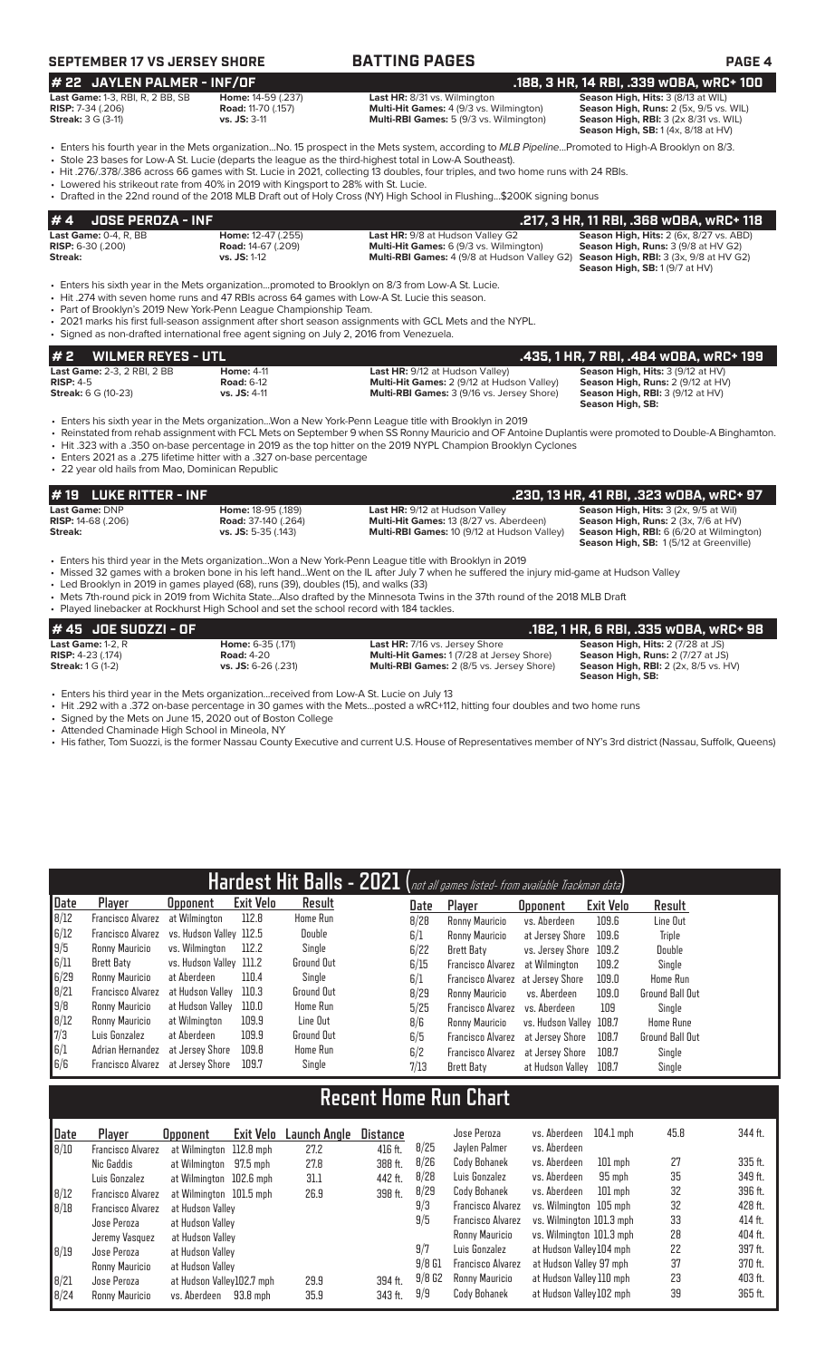## BATTING PAGES

### # 22 JAYLEN PALMER - INF/OF — .188, 3 HR, 14 RBI, .339 wOBA, wRC+ 100

**Last Game:** 1-3, RBI, R, 2 BB, SB
**RISP:** 7-34 (.206)
**Streak:** 3 G (3-11)

**Home:** 14-59 (.237)
**Road:** 11-70 (.157)
**vs. JS:** 3-11

**Last HR:** 8/31 vs. Wilmington
**Multi-Hit Games:** 4 (9/3 vs. Wilmington)
**Multi-RBI Games:** 5 (9/3 vs. Wilmington)

**Season High, Hits:** 3 (8/13 at WIL)
**Season High, Runs:** 2 (5x, 9/5 vs. WIL)
**Season High, RBI:** 3 (2x 8/31 vs. WIL)
**Season High, SB:** 1 (4x, 8/18 at HV)

- Enters his fourth year in the Mets organization...No. 15 prospect in the Mets system, according to *MLB Pipeline*...Promoted to High-A Brooklyn on 8/3.
- Stole 23 bases for Low-A St. Lucie (departs the league as the third-highest total in Low-A Southeast).
- Hit .276/.378/.386 across 66 games with St. Lucie in 2021, collecting 13 doubles, four triples, and two home runs with 24 RBIs.
- Lowered his strikeout rate from 40% in 2019 with Kingsport to 28% with St. Lucie.
- Drafted in the 22nd round of the 2018 MLB Draft out of Holy Cross (NY) High School in Flushing...$200K signing bonus

### # 4 JOSE PEROZA - INF — .217, 3 HR, 11 RBI, .368 wOBA, wRC+ 118

**Last Game:** 0-4, R, BB
**RISP:** 6-30 (.200)
**Streak:**

**Home:** 12-47 (.255)
**Road:** 14-67 (.209)
**vs. JS:** 1-12

**Last HR:** 9/8 at Hudson Valley G2
**Multi-Hit Games:** 6 (9/3 vs. Wilmington)
**Multi-RBI Games:** 4 (9/8 at Hudson Valley G2)

**Season High, Hits:** 2 (6x, 8/27 vs. ABD)
**Season High, Runs:** 3 (9/8 at HV G2)
**Season High, RBI:** 3 (3x, 9/8 at HV G2)
**Season High, SB:** 1 (9/7 at HV)

- Enters his sixth year in the Mets organization...promoted to Brooklyn on 8/3 from Low-A St. Lucie.
- Hit .274 with seven home runs and 47 RBIs across 64 games with Low-A St. Lucie this season.
- Part of Brooklyn's 2019 New York-Penn League Championship Team.
- 2021 marks his first full-season assignment after short season assignments with GCL Mets and the NYPL.
- Signed as non-drafted international free agent signing on July 2, 2016 from Venezuela.

### # 2 WILMER REYES - UTL — .435, 1 HR, 7 RBI, .484 wOBA, wRC+ 199

**Last Game:** 2-3, 2 RBI, 2 BB
**RISP:** 4-5
**Streak:** 6 G (10-23)

**Home:** 4-11
**Road:** 6-12
**vs. JS:** 4-11

**Last HR:** 9/12 at Hudson Valley)
**Multi-Hit Games:** 2 (9/12 at Hudson Valley)
**Multi-RBI Games:** 3 (9/16 vs. Jersey Shore)

**Season High, Hits:** 3 (9/12 at HV)
**Season High, Runs:** 2 (9/12 at HV)
**Season High, RBI:** 3 (9/12 at HV)
**Season High, SB:**

- Enters his sixth year in the Mets organization...Won a New York-Penn League title with Brooklyn in 2019
- Reinstated from rehab assignment with FCL Mets on September 9 when SS Ronny Mauricio and OF Antoine Duplantis were promoted to Double-A Binghamton.
- Hit .323 with a .350 on-base percentage in 2019 as the top hitter on the 2019 NYPL Champion Brooklyn Cyclones
- Enters 2021 as a .275 lifetime hitter with a .327 on-base percentage
- 22 year old hails from Mao, Dominican Republic

### # 19 LUKE RITTER - INF — .230, 13 HR, 41 RBI, .323 wOBA, wRC+ 97

**Last Game:** DNP
**RISP:** 14-68 (.206)
**Streak:**

**Home:** 18-95 (.189)
**Road:** 37-140 (.264)
**vs. JS:** 5-35 (.143)

**Last HR:** 9/12 at Hudson Valley
**Multi-Hit Games:** 13 (8/27 vs. Aberdeen)
**Multi-RBI Games:** 10 (9/12 at Hudson Valley)

**Season High, Hits:** 3 (2x, 9/5 at Wil)
**Season High, Runs:** 2 (3x, 7/6 at HV)
**Season High, RBI:** 6 (6/20 at Wilmington)
**Season High, SB:** 1 (5/12 at Greenville)

- Enters his third year in the Mets organization...Won a New York-Penn League title with Brooklyn in 2019
- Missed 32 games with a broken bone in his left hand...Went on the IL after July 7 when he suffered the injury mid-game at Hudson Valley
- Led Brooklyn in 2019 in games played (68), runs (39), doubles (15), and walks (33)
- Mets 7th-round pick in 2019 from Wichita State...Also drafted by the Minnesota Twins in the 37th round of the 2018 MLB Draft
- Played linebacker at Rockhurst High School and set the school record with 184 tackles.

### # 45 JOE SUOZZI - OF — .182, 1 HR, 6 RBI, .335 wOBA, wRC+ 98

**Last Game:** 1-2, R
**RISP:** 4-23 (.174)
**Streak:** 1 G (1-2)

**Home:** 6-35 (.171)
**Road:** 4-20
**vs. JS:** 6-26 (.231)

**Last HR:** 7/16 vs. Jersey Shore
**Multi-Hit Games:** 1 (7/28 at Jersey Shore)
**Multi-RBI Games:** 2 (8/5 vs. Jersey Shore)

**Season High, Hits:** 2 (7/28 at JS)
**Season High, Runs:** 2 (7/27 at JS)
**Season High, RBI:** 2 (2x, 8/5 vs. HV)
**Season High, SB:**

- Enters his third year in the Mets organization...received from Low-A St. Lucie on July 13
- Hit .292 with a .372 on-base percentage in 30 games with the Mets...posted a wRC+112, hitting four doubles and two home runs
- Signed by the Mets on June 15, 2020 out of Boston College
- Attended Chaminade High School in Mineola, NY
- His father, Tom Suozzi, is the former Nassau County Executive and current U.S. House of Representatives member of NY's 3rd district (Nassau, Suffolk, Queens)

## Hardest Hit Balls - 2021 (not all games listed- from available Trackman data)

| Date | Player | Opponent | Exit Velo | Result |
|---|---|---|---|---|
| 8/12 | Francisco Alvarez | at Wilmington | 112.8 | Home Run |
| 6/12 | Francisco Alvarez | vs. Hudson Valley | 112.5 | Double |
| 9/5 | Ronny Mauricio | vs. Wilmington | 112.2 | Single |
| 6/11 | Brett Baty | vs. Hudson Valley | 111.2 | Ground Out |
| 6/29 | Ronny Mauricio | at Aberdeen | 110.4 | Single |
| 8/21 | Francisco Alvarez | at Hudson Valley | 110.3 | Ground Out |
| 9/8 | Ronny Mauricio | at Hudson Valley | 110.0 | Home Run |
| 8/12 | Ronny Mauricio | at Wilmington | 109.9 | Line Out |
| 7/3 | Luis Gonzalez | at Aberdeen | 109.9 | Ground Out |
| 6/1 | Adrian Hernandez | at Jersey Shore | 109.8 | Home Run |
| 6/6 | Francisco Alvarez | at Jersey Shore | 109.7 | Single |
| 8/28 | Ronny Mauricio | vs. Aberdeen | 109.6 | Line Out |
| 6/1 | Ronny Mauricio | at Jersey Shore | 109.6 | Triple |
| 6/22 | Brett Baty | vs. Jersey Shore | 109.2 | Double |
| 6/15 | Francisco Alvarez | at Wilmington | 109.2 | Single |
| 6/1 | Francisco Alvarez | at Jersey Shore | 109.0 | Home Run |
| 8/29 | Ronny Mauricio | vs. Aberdeen | 109.0 | Ground Ball Out |
| 5/25 | Francisco Alvarez | vs. Aberdeen | 109 | Single |
| 8/6 | Ronny Mauricio | vs. Hudson Valley | 108.7 | Home Rune |
| 6/5 | Francisco Alvarez | at Jersey Shore | 108.7 | Ground Ball Out |
| 6/2 | Francisco Alvarez | at Jersey Shore | 108.7 | Single |
| 7/13 | Brett Baty | at Hudson Valley | 108.7 | Single |

## Recent Home Run Chart

| Date | Player | Opponent | Exit Velo | Launch Angle | Distance |
|---|---|---|---|---|---|
| 8/10 | Francisco Alvarez | at Wilmington | 112.8 mph | 27.2 | 416 ft. |
| | Nic Gaddis | at Wilmington | 97.5 mph | 27.8 | 388 ft. |
| | Luis Gonzalez | at Wilmington | 102.6 mph | 31.1 | 442 ft. |
| 8/12 | Francisco Alvarez | at Wilmington | 101.5 mph | 26.9 | 398 ft. |
| 8/18 | Francisco Alvarez | at Hudson Valley | | | |
| | Jose Peroza | at Hudson Valley | | | |
| | Jeremy Vasquez | at Hudson Valley | | | |
| 8/19 | Jose Peroza | at Hudson Valley | | | |
| | Ronny Mauricio | at Hudson Valley | | | |
| 8/21 | Jose Peroza | at Hudson Valley | 102.7 mph | 29.9 | 394 ft. |
| 8/24 | Ronny Mauricio | vs. Aberdeen | 93.8 mph | 35.9 | 343 ft. |
| | Jose Peroza | vs. Aberdeen | 104.1 mph | 45.8 | 344 ft. |
| 8/25 | Jaylen Palmer | vs. Aberdeen | | | |
| 8/26 | Cody Bohanek | vs. Aberdeen | 101 mph | 27 | 335 ft. |
| 8/28 | Luis Gonzalez | vs. Aberdeen | 95 mph | 35 | 349 ft. |
| 8/29 | Cody Bohanek | vs. Aberdeen | 101 mph | 32 | 396 ft. |
| 9/3 | Francisco Alvarez | vs. Wilmington | 105 mph | 32 | 428 ft. |
| 9/5 | Francisco Alvarez | vs. Wilmington | 101.3 mph | 33 | 414 ft. |
| | Ronny Mauricio | vs. Wilmington | 101.3 mph | 28 | 404 ft. |
| 9/7 | Luis Gonzalez | at Hudson Valley | 104 mph | 22 | 397 ft. |
| 9/8 G1 | Francisco Alvarez | at Hudson Valley | 97 mph | 37 | 370 ft. |
| 9/8 G2 | Ronny Mauricio | at Hudson Valley | 110 mph | 23 | 403 ft. |
| 9/9 | Cody Bohanek | at Hudson Valley | 102 mph | 39 | 365 ft. |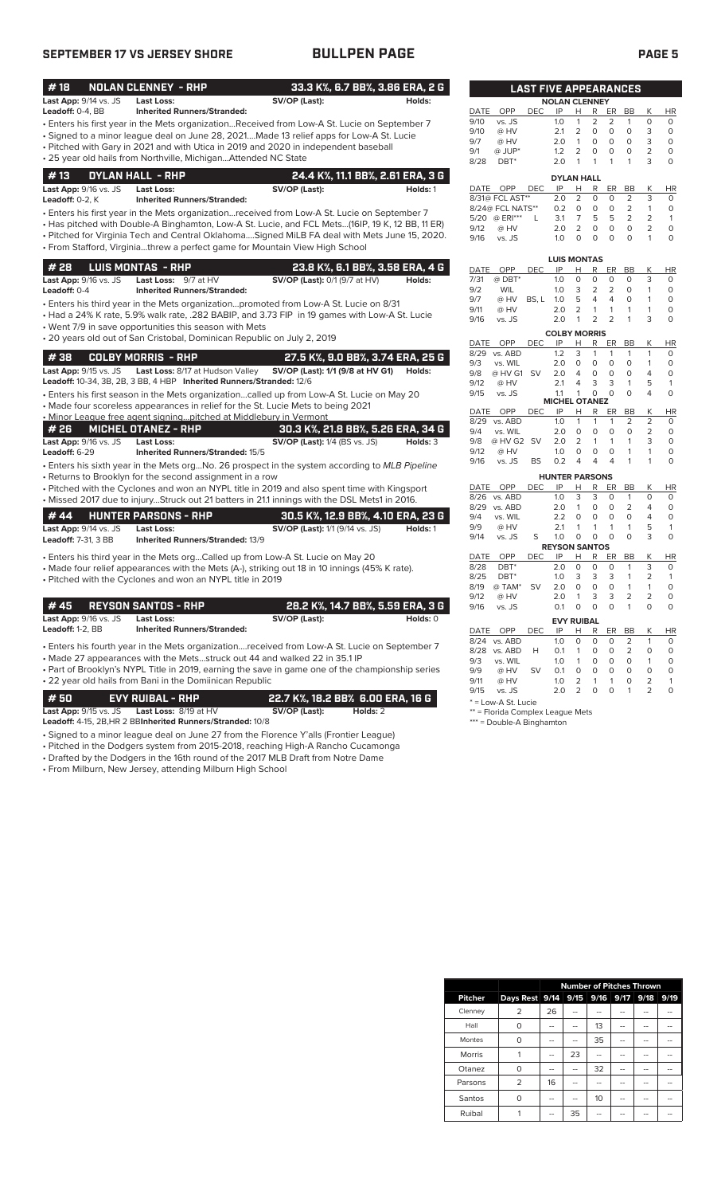## BULLPEN PAGE

### #18 NOLAN CLENNEY - RHP — 33.3 K%, 6.7 BB%, 3.86 ERA, 2 G

**Last App:** 9/14 vs. JS **Last Loss:** **SV/OP (Last):** **Holds:**
**Leadoff:** 0-4, BB **Inherited Runners/Stranded:**

- Enters his first year in the Mets organization...Received from Low-A St. Lucie on September 7
- Signed to a minor league deal on June 28, 2021...Made 13 relief apps for Low-A St. Lucie
- Pitched with Gary in 2021 and with Utica in 2019 and 2020 in independent baseball
- 25 year old hails from Northville, Michigan...Attended NC State

### #13 DYLAN HALL - RHP — 24.4 K%, 11.1 BB%, 2.61 ERA, 3 G

**Last App:** 9/16 vs. JS **Last Loss:** **SV/OP (Last):** **Holds:** 1
**Leadoff:** 0-2, K **Inherited Runners/Stranded:**

- Enters his first year in the Mets organization...received from Low-A St. Lucie on September 7
- Has pitched with Double-A Binghamton, Low-A St. Lucie, and FCL Mets...(16IP, 19 K, 12 BB, 11 ER)
- Pitched for Virginia Tech and Central Oklahoma....Signed MiLB FA deal with Mets June 15, 2020.
- From Stafford, Virginia...threw a perfect game for Mountain View High School

### #28 LUIS MONTAS - RHP — 23.8 K%, 6.1 BB%, 3.58 ERA, 4 G

**Last App:** 9/16 vs. JS **Last Loss:** 9/7 at HV **SV/OP (Last):** 0/1 (9/7 at HV) **Holds:**
**Leadoff:** 0-4 **Inherited Runners/Stranded:**

- Enters his third year in the Mets organization...promoted from Low-A St. Lucie on 8/31
- Had a 24% K rate, 5.9% walk rate, .282 BABIP, and 3.73 FIP in 19 games with Low-A St. Lucie
- Went 7/9 in save opportunities this season with Mets
- 20 years old out of San Cristobal, Dominican Republic on July 2, 2019

### #38 COLBY MORRIS - RHP — 27.5 K%, 9.0 BB%, 3.74 ERA, 25 G

**Last App:** 9/15 vs. JS **Last Loss:** 8/17 at Hudson Valley **SV/OP (Last):** 1/1 (9/8 at HV G1) **Holds:**
**Leadoff:** 10-34, 3B, 2B, 3 BB, 4 HBP **Inherited Runners/Stranded:** 12/6

- Enters his first season in the Mets organization...called up from Low-A St. Lucie on May 20
- Made four scoreless appearances in relief for the St. Lucie Mets to begin 2021
- Minor League free agent signing...pitched at Middlebury in Vermont

### #26 MICHEL OTANEZ - RHP — 30.3 K%, 21.8 BB%, 5.26 ERA, 34 G

**Last App:** 9/16 vs. JS **Last Loss:** **SV/OP (Last):** 1/4 (BS vs. JS) **Holds:** 3
**Leadoff:** 6-29 **Inherited Runners/Stranded:** 15/5

- Enters his sixth year in the Mets org...No. 26 prospect in the system according to *MLB Pipeline*
- Returns to Brooklyn for the second assignment in a row
- Pitched with the Cyclones and won an NYPL title in 2019 and also spent time with Kingsport
- Missed 2017 due to injury...Struck out 21 batters in 21.1 innings with the DSL Mets1 in 2016.

### #44 HUNTER PARSONS - RHP — 30.5 K%, 12.9 BB%, 4.10 ERA, 23 G

**Last App:** 9/14 vs. JS **Last Loss:** **SV/OP (Last):** 1/1 (9/14 vs. JS) **Holds:** 1
**Leadoff:** 7-31, 3 BB **Inherited Runners/Stranded:** 13/9

- Enters his third year in the Mets org...Called up from Low-A St. Lucie on May 20
- Made four relief appearances with the Mets (A-), striking out 18 in 10 innings (45% K rate).
- Pitched with the Cyclones and won an NYPL title in 2019

### #45 REYSON SANTOS - RHP — 28.2 K%, 14.7 BB%, 5.59 ERA, 3 G

**Last App:** 9/16 vs. JS **Last Loss:** **SV/OP (Last):** **Holds:** 0
**Leadoff:** 1-2, BB **Inherited Runners/Stranded:**

- Enters his fourth year in the Mets organization....received from Low-A St. Lucie on September 7
- Made 27 appearances with the Mets...struck out 44 and walked 22 in 35.1 IP
- Part of Brooklyn's NYPL Title in 2019, earning the save in game one of the championship series
- 22 year old hails from Bani in the Domiinican Republic

### #50 EVY RUIBAL - RHP — 22.7 K%, 18.2 BB% 6.00 ERA, 16 G

**Last App:** 9/15 vs. JS **Last Loss:** 8/19 at HV **SV/OP (Last):** **Holds:** 2
**Leadoff:** 4-15, 2B, HR 2 BB **Inherited Runners/Stranded:** 10/8

- Signed to a minor league deal on June 27 from the Florence Y'alls (Frontier League)
- Pitched in the Dodgers system from 2015-2018, reaching High-A Rancho Cucamonga
- Drafted by the Dodgers in the 16th round of the 2017 MLB Draft from Notre Dame
- From Milburn, New Jersey, attending Milburn High School

## LAST FIVE APPEARANCES

**NOLAN CLENNEY**

| DATE | OPP | DEC | IP | H | R | ER | BB | K | HR |
|---|---|---|---|---|---|---|---|---|---|
| 9/10 | vs. JS | | 1.0 | 1 | 2 | 2 | 1 | 0 | 0 |
| 9/10 | @ HV | | 2.1 | 2 | 0 | 0 | 0 | 3 | 0 |
| 9/7 | @ HV | | 2.0 | 1 | 0 | 0 | 0 | 3 | 0 |
| 9/1 | @ JUP* | | 1.2 | 2 | 0 | 0 | 0 | 2 | 0 |
| 8/28 | DBT* | | 2.0 | 1 | 1 | 1 | 1 | 3 | 0 |

**DYLAN HALL**

| DATE | OPP | DEC | IP | H | R | ER | BB | K | HR |
|---|---|---|---|---|---|---|---|---|---|
| 8/31 | @ FCL AST** | | 2.0 | 2 | 0 | 0 | 2 | 3 | 0 |
| 8/24 | @ FCL NATS** | | 0.2 | 0 | 0 | 0 | 2 | 1 | 0 |
| 5/20 | @ ERI*** | L | 3.1 | 7 | 5 | 5 | 2 | 2 | 1 |
| 9/12 | @ HV | | 2.0 | 2 | 0 | 0 | 0 | 2 | 0 |
| 9/16 | vs. JS | | 1.0 | 0 | 0 | 0 | 0 | 1 | 0 |

**LUIS MONTAS**

| DATE | OPP | DEC | IP | H | R | ER | BB | K | HR |
|---|---|---|---|---|---|---|---|---|---|
| 7/31 | @ DBT* | | 1.0 | 0 | 0 | 0 | 0 | 3 | 0 |
| 9/2 | WIL | | 1.0 | 3 | 2 | 2 | 0 | 1 | 0 |
| 9/7 | @ HV | BS, L | 1.0 | 5 | 4 | 4 | 0 | 1 | 0 |
| 9/11 | @ HV | | 2.0 | 2 | 1 | 1 | 1 | 1 | 0 |
| 9/16 | vs. JS | | 2.0 | 1 | 2 | 2 | 1 | 3 | 0 |

**COLBY MORRIS**

| DATE | OPP | DEC | IP | H | R | ER | BB | K | HR |
|---|---|---|---|---|---|---|---|---|---|
| 8/29 | vs. ABD | | 1.2 | 3 | 1 | 1 | 1 | 1 | 0 |
| 9/3 | vs. WIL | | 2.0 | 0 | 0 | 0 | 0 | 1 | 0 |
| 9/8 | @ HV G1 | SV | 2.0 | 4 | 0 | 0 | 0 | 4 | 0 |
| 9/12 | @ HV | | 2.1 | 4 | 3 | 3 | 1 | 5 | 1 |
| 9/15 | vs. JS | | 1.1 | 1 | 0 | 0 | 0 | 4 | 0 |

**MICHEL OTANEZ**

| DATE | OPP | DEC | IP | H | R | ER | BB | K | HR |
|---|---|---|---|---|---|---|---|---|---|
| 8/29 | vs. ABD | | 1.0 | 1 | 1 | 1 | 2 | 2 | 0 |
| 9/4 | vs. WIL | | 2.0 | 0 | 0 | 0 | 0 | 2 | 0 |
| 9/8 | @ HV G2 | SV | 2.0 | 2 | 1 | 1 | 1 | 3 | 0 |
| 9/12 | @ HV | | 1.0 | 0 | 0 | 0 | 1 | 1 | 0 |
| 9/16 | vs. JS | BS | 0.2 | 4 | 4 | 4 | 1 | 1 | 0 |

**HUNTER PARSONS**

| DATE | OPP | DEC | IP | H | R | ER | BB | K | HR |
|---|---|---|---|---|---|---|---|---|---|
| 8/26 | vs. ABD | | 1.0 | 3 | 3 | 0 | 1 | 0 | 0 |
| 8/29 | vs. ABD | | 2.0 | 1 | 0 | 0 | 2 | 4 | 0 |
| 9/4 | vs. WIL | | 2.2 | 0 | 0 | 0 | 0 | 4 | 0 |
| 9/9 | @ HV | | 2.1 | 1 | 1 | 1 | 1 | 5 | 1 |
| 9/14 | vs. JS | S | 1.0 | 0 | 0 | 0 | 0 | 3 | 0 |

**REYSON SANTOS**

| DATE | OPP | DEC | IP | H | R | ER | BB | K | HR |
|---|---|---|---|---|---|---|---|---|---|
| 8/28 | DBT* | | 2.0 | 0 | 0 | 0 | 1 | 3 | 0 |
| 8/25 | DBT* | | 1.0 | 3 | 3 | 3 | 1 | 2 | 1 |
| 8/19 | @ TAM* | SV | 2.0 | 0 | 0 | 0 | 1 | 1 | 0 |
| 9/12 | @ HV | | 2.0 | 1 | 3 | 3 | 2 | 2 | 0 |
| 9/16 | vs. JS | | 0.1 | 0 | 0 | 0 | 1 | 0 | 0 |

**EVY RUIBAL**

| DATE | OPP | DEC | IP | H | R | ER | BB | K | HR |
|---|---|---|---|---|---|---|---|---|---|
| 8/24 | vs. ABD | | 1.0 | 0 | 0 | 0 | 2 | 1 | 0 |
| 8/28 | vs. ABD | H | 0.1 | 1 | 0 | 0 | 2 | 0 | 0 |
| 9/3 | vs. WIL | | 1.0 | 1 | 0 | 0 | 0 | 1 | 0 |
| 9/9 | @ HV | SV | 0.1 | 0 | 0 | 0 | 0 | 0 | 0 |
| 9/11 | @ HV | | 1.0 | 2 | 1 | 1 | 0 | 2 | 1 |
| 9/15 | vs. JS | | 2.0 | 2 | 0 | 0 | 1 | 2 | 0 |

\* = Low-A St. Lucie
\** = Florida Complex League Mets
\*** = Double-A Binghamton

| Pitcher | Days Rest | 9/14 | 9/15 | 9/16 | 9/17 | 9/18 | 9/19 |
|---|---|---|---|---|---|---|---|
| | | Number of Pitches Thrown | | | | | |
| Clenney | 2 | 26 | -- | -- | -- | -- | -- |
| Hall | 0 | -- | -- | 13 | -- | -- | -- |
| Montes | 0 | -- | -- | 35 | -- | -- | -- |
| Morris | 1 | -- | 23 | -- | -- | -- | -- |
| Otanez | 0 | -- | -- | 32 | -- | -- | -- |
| Parsons | 2 | 16 | -- | -- | -- | -- | -- |
| Santos | 0 | -- | -- | 10 | -- | -- | -- |
| Ruibal | 1 | -- | 35 | -- | -- | -- | -- |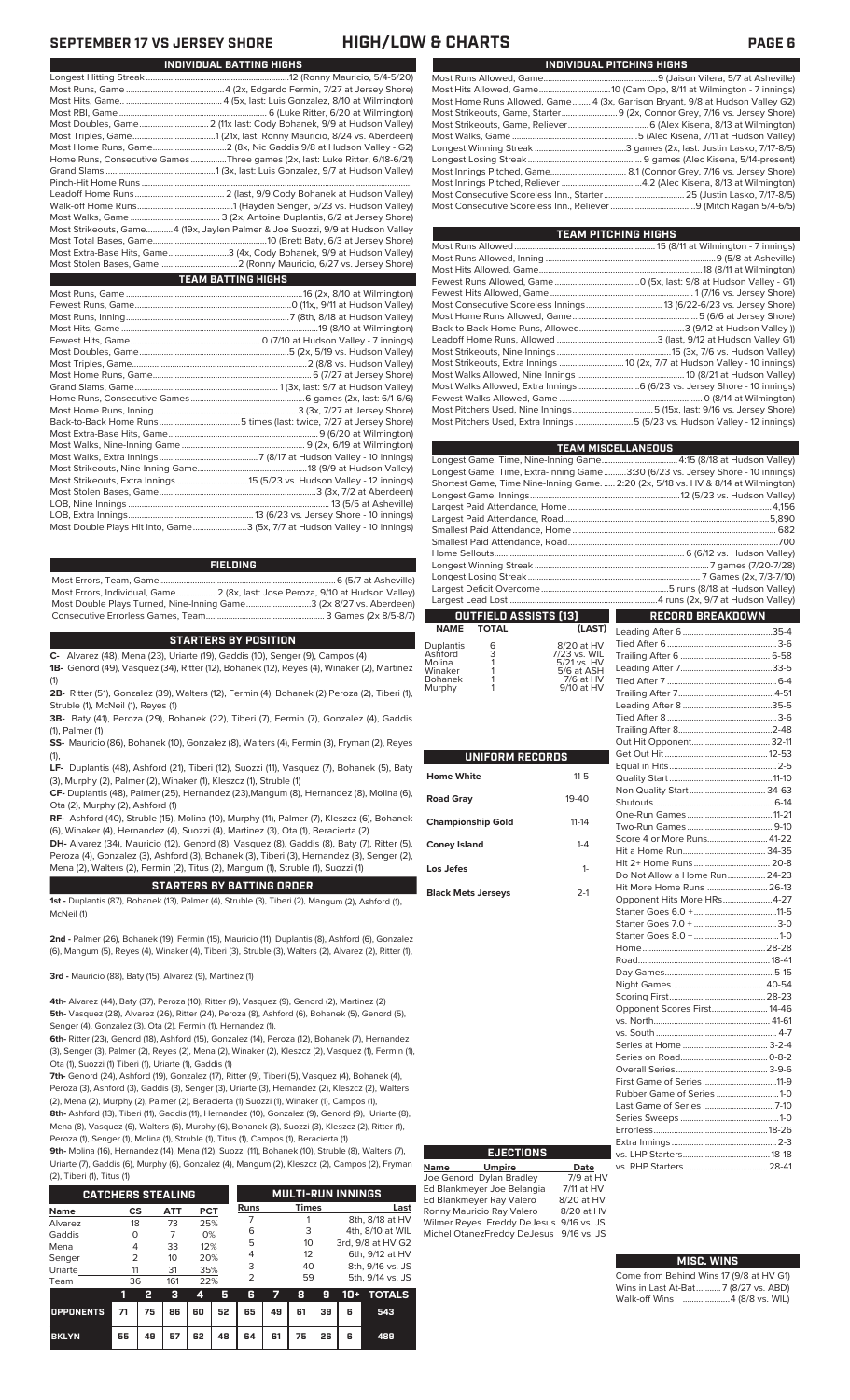# SEPTEMBER 17 VS JERSEY SHORE — HIGH/LOW & CHARTS

## INDIVIDUAL BATTING HIGHS

| | |
|---|---|
| Longest Hitting Streak | 12 (Ronny Mauricio, 5/4-5/20) |
| Most Runs, Game | 4 (2x, Edgardo Fermin, 7/27 at Jersey Shore) |
| Most Hits, Game | 4 (5x, last: Luis Gonzalez, 8/10 at Wilmington) |
| Most RBI, Game | 6 (Luke Ritter, 6/20 at Wilmington) |
| Most Doubles, Game | 2 (11x last: Cody Bohanek, 9/9 at Hudson Valley) |
| Most Triples, Game | 1 (21x, last: Ronny Mauricio, 8/24 vs. Aberdeen) |
| Most Home Runs, Game | 2 (8x, Nic Gaddis 9/8 at Hudson Valley - G2) |
| Home Runs, Consecutive Games | Three games (2x, last: Luke Ritter, 6/18-6/21) |
| Grand Slams | 1 (3x, last: Luis Gonzalez, 9/7 at Hudson Valley) |
| Pinch-Hit Home Runs | |
| Leadoff Home Runs | 2 (last, 9/9 Cody Bohanek at Hudson Valley) |
| Walk-off Home Runs | 1 (Hayden Senger, 5/23 vs. Hudson Valley) |
| Most Walks, Game | 3 (2x, Antoine Duplantis, 6/2 at Jersey Shore) |
| Most Strikeouts, Game | 4 (19x, Jaylen Palmer & Joe Suozzi, 9/9 at Hudson Valley |
| Most Total Bases, Game | 10 (Brett Baty, 6/3 at Jersey Shore) |
| Most Extra-Base Hits, Game | 3 (4x, Cody Bohanek, 9/9 at Hudson Valley) |
| Most Stolen Bases, Game | 2 (Ronny Mauricio, 6/27 vs. Jersey Shore) |

## TEAM BATTING HIGHS

| | |
|---|---|
| Most Runs, Game | 16 (2x, 8/10 at Wilmington) |
| Fewest Runs, Game | 0 (11x,, 9/11 at Hudson Valley) |
| Most Runs, Inning | 7 (8th, 8/18 at Hudson Valley) |
| Most Hits, Game | 19 (8/10 at Wilmington) |
| Fewest Hits, Game | 0 (7/10 at Hudson Valley - 7 innings) |
| Most Doubles, Game | 5 (2x, 5/19 vs. Hudson Valley) |
| Most Triples, Game | 2 (8/8 vs. Hudson Valley) |
| Most Home Runs, Game | 6 (7/27 at Jersey Shore) |
| Grand Slams, Game | 1 (3x, last: 9/7 at Hudson Valley) |
| Home Runs, Consecutive Games | 6 games (2x, last: 6/1-6/6) |
| Most Home Runs, Inning | 3 (3x, 7/27 at Jersey Shore) |
| Back-to-Back Home Runs | 5 times (last: twice, 7/27 at Jersey Shore) |
| Most Extra-Base Hits, Game | 9 (6/20 at Wilmington) |
| Most Walks, Nine-Inning Game | 9 (2x, 6/19 at Wilmington) |
| Most Walks, Extra Innings | 7 (8/17 at Hudson Valley - 10 innings) |
| Most Strikeouts, Nine-Inning Game | 18 (9/9 at Hudson Valley) |
| Most Strikeouts, Extra Innings | 15 (5/23 vs. Hudson Valley - 12 innings) |
| Most Stolen Bases, Game | 3 (3x, 7/2 at Aberdeen) |
| LOB, Nine Innings | 13 (5/5 at Asheville) |
| LOB, Extra Innings | 13 (6/23 vs. Jersey Shore - 10 innings) |
| Most Double Plays Hit into, Game | 3 (5x, 7/7 at Hudson Valley - 10 innings) |

## FIELDING

| | |
|---|---|
| Most Errors, Team, Game | 6 (5/7 at Asheville) |
| Most Errors, Individual, Game | 2 (8x, last: Jose Peroza, 9/10 at Hudson Valley) |
| Most Double Plays Turned, Nine-Inning Game | 3 (2x 8/27 vs. Aberdeen) |
| Consecutive Errorless Games, Team | 3 Games (2x 8/5-8/7) |

## STARTERS BY POSITION

**C-** Alvarez (48), Mena (23), Uriarte (19), Gaddis (10), Senger (9), Campos (4)

**1B-** Genord (49), Vasquez (34), Ritter (12), Bohanek (12), Reyes (4), Winaker (2), Martinez (1)

**2B-** Ritter (51), Gonzalez (39), Walters (12), Fermin (4), Bohanek (2) Peroza (2), Tiberi (1), Struble (1), McNeil (1), Reyes (1)

**3B-** Baty (41), Peroza (29), Bohanek (22), Tiberi (7), Fermin (7), Gonzalez (4), Gaddis (1), Palmer (1)

**SS-** Mauricio (86), Bohanek (10), Gonzalez (8), Walters (4), Fermin (3), Fryman (2), Reyes (1),

**LF-** Duplantis (48), Ashford (21), Tiberi (12), Suozzi (11), Vasquez (7), Bohanek (5), Baty (3), Murphy (2), Palmer (2), Winaker (1), Kleszcz (1), Struble (1)

**CF-** Duplantis (48), Palmer (25), Hernandez (23),Mangum (8), Hernandez (8), Molina (6), Ota (2), Murphy (2), Ashford (1)

**RF-** Ashford (40), Struble (15), Molina (10), Murphy (11), Palmer (7), Kleszcz (6), Bohanek (6), Winaker (4), Hernandez (4), Suozzi (4), Martinez (3), Ota (1), Beracierta (2)

**DH-** Alvarez (34), Mauricio (12), Genord (8), Vasquez (8), Gaddis (8), Baty (7), Ritter (5), Peroza (4), Gonzalez (3), Ashford (3), Bohanek (3), Tiberi (3), Hernandez (3), Senger (2), Mena (2), Walters (2), Fermin (2), Titus (2), Mangum (1), Struble (1), Suozzi (1)

## STARTERS BY BATTING ORDER

**1st -** Duplantis (87), Bohanek (13), Palmer (4), Struble (3), Tiberi (2), Mangum (2), Ashford (1), McNeil (1)

**2nd -** Palmer (26), Bohanek (19), Fermin (15), Mauricio (11), Duplantis (8), Ashford (6), Gonzalez (6), Mangum (5), Reyes (4), Winaker (4), Tiberi (3), Struble (3), Walters (2), Alvarez (2), Ritter (1),

**3rd -** Mauricio (88), Baty (15), Alvarez (9), Martinez (1)

**4th-** Alvarez (44), Baty (37), Peroza (10), Ritter (9), Vasquez (9), Genord (2), Martinez (2)
**5th-** Vasquez (28), Alvarez (26), Ritter (24), Peroza (8), Ashford (6), Bohanek (5), Genord (5), Senger (4), Gonzalez (3), Ota (2), Fermin (1), Hernandez (1),

**6th-** Ritter (23), Genord (18), Ashford (15), Gonzalez (14), Peroza (12), Bohanek (7), Hernandez (3), Senger (3), Palmer (2), Reyes (2), Mena (2), Winaker (2), Kleszcz (2), Vasquez (1), Fermin (1), Ota (1), Suozzi (1) Tiberi (1), Uriarte (1), Gaddis (1)

**7th-** Genord (24), Ashford (19), Gonzalez (17), Ritter (9), Tiberi (5), Vasquez (4), Bohanek (4), Peroza (3), Ashford (3), Gaddis (3), Senger (3), Uriarte (3), Hernandez (2), Kleszcz (2), Walters (2), Mena (2), Murphy (2), Palmer (2), Beracierta (2) Suozzi (1), Winaker (1), Campos (1),

**8th-** Ashford (13), Tiberi (11), Gaddis (11), Hernandez (10), Gonzalez (9), Genord (9), Uriarte (8), Mena (8), Vasquez (6), Walters (6), Murphy (6), Bohanek (3), Suozzi (3), Kleszcz (3), Ritter (1), Peroza (1), Senger (1), Molina (1), Struble (1), Titus (1), Campos (1), Beracierta (1)

**9th-** Molina (16), Hernandez (14), Mena (12), Suozzi (11), Bohanek (10), Struble (8), Walters (7), Uriarte (7), Gaddis (6), Murphy (6), Gonzalez (4), Mangum (2), Kleszcz (2), Campos (2), Fryman (2), Tiberi (1), Titus (1)

## CATCHERS STEALING

| Name | CS | ATT | PCT |
|---|---|---|---|
| Alvarez | 18 | 73 | 25% |
| Gaddis | 0 | 7 | 0% |
| Mena | 4 | 33 | 12% |
| Senger | 2 | 10 | 20% |
| Uriarte | 11 | 31 | 35% |
| Team | 36 | 161 | 22% |

## MULTI-RUN INNINGS

| Runs | Times | Last |
|---|---|---|
| 7 | 1 | 8th, 8/18 at HV |
| 6 | 3 | 4th, 8/10 at WIL |
| 5 | 10 | 3rd, 9/8 at HV G2 |
| 4 | 12 | 6th, 9/12 at HV |
| 3 | 40 | 8th, 9/16 vs. JS |
| 2 | 59 | 5th, 9/14 vs. JS |

| | 1 | 2 | 3 | 4 | 5 | 6 | 7 | 8 | 9 | 10+ | TOTALS |
|---|---|---|---|---|---|---|---|---|---|---|---|
| OPPONENTS | 71 | 75 | 86 | 60 | 52 | 65 | 49 | 61 | 39 | 6 | 543 |
| BKLYN | 55 | 49 | 57 | 62 | 48 | 64 | 61 | 75 | 26 | 6 | 489 |

## INDIVIDUAL PITCHING HIGHS

| | |
|---|---|
| Most Runs Allowed, Game | 9 (Jaison Vilera, 5/7 at Asheville) |
| Most Hits Allowed, Game | 10 (Cam Opp, 8/11 at Wilmington - 7 innings) |
| Most Home Runs Allowed, Game | 4 (3x, Garrison Bryant, 9/8 at Hudson Valley G2) |
| Most Strikeouts, Game, Starter | 9 (2x, Connor Grey, 7/16 vs. Jersey Shore) |
| Most Strikeouts, Game, Reliever | 6 (Alex Kisena, 8/13 at Wilmington) |
| Most Walks, Game | 5 (Alec Kisena, 7/11 at Hudson Valley) |
| Longest Winning Streak | 3 games (2x, last: Justin Lasko, 7/17-8/5) |
| Longest Losing Streak | 9 games (Alec Kisena, 5/14-present) |
| Most Innings Pitched, Game | 8.1 (Connor Grey, 7/16 vs. Jersey Shore) |
| Most Innings Pitched, Reliever | 4.2 (Alec Kisena, 8/13 at Wilmington) |
| Most Consecutive Scoreless Inn., Starter | 25 (Justin Lasko, 7/17-8/5) |
| Most Consecutive Scoreless Inn., Reliever | 9 (Mitch Ragan 5/4-6/5) |

## TEAM PITCHING HIGHS

| | |
|---|---|
| Most Runs Allowed | 15 (8/11 at Wilmington - 7 innings) |
| Most Runs Allowed, Inning | 9 (5/8 at Asheville) |
| Most Hits Allowed, Game | 18 (8/11 at Wilmington) |
| Fewest Runs Allowed, Game | 0 (5x, last: 9/8 at Hudson Valley - G1) |
| Fewest Hits Allowed, Game | 1 (7/16 vs. Jersey Shore) |
| Most Consecutive Scoreless Innings | 13 (6/22-6/23 vs. Jersey Shore) |
| Most Home Runs Allowed, Game | 5 (6/6 at Jersey Shore) |
| Back-to-Back Home Runs, Allowed | 3 (9/12 at Hudson Valley ) |
| Leadoff Home Runs, Allowed | 3 (last, 9/8 at Hudson Valley G1) |
| Most Strikeouts, Nine Innings | 15 (3x, 7/6 vs. Hudson Valley) |
| Most Strikeouts, Extra Innings | 10 (2x, 7/7 at Hudson Valley - 10 innings) |
| Most Walks Allowed, Nine Innings | 10 (8/21 at Hudson Valley) |
| Most Walks Allowed, Extra Innings | 6 (6/23 vs. Jersey Shore - 10 innings) |
| Fewest Walks Allowed, Game | 0 (8/14 at Wilmington) |
| Most Pitchers Used, Nine Innings | 5 (15x, last: 9/16 vs. Jersey Shore) |
| Most Pitchers Used, Extra Innings | 5 (5/23 vs. Hudson Valley - 12 innings) |

## TEAM MISCELLANEOUS

| | |
|---|---|
| Longest Game, Time, Nine-Inning Game | 4:15 (8/18 at Hudson Valley) |
| Longest Game, Time, Extra-Inning Game | 3:30 (6/23 vs. Jersey Shore - 10 innings) |
| Shortest Game, Time, Nine-Inning Game | 2:20 (2x, 5/18 vs. HV & 8/14 at Wilmington) |
| Longest Game, Innings | 12 (5/23 vs. Hudson Valley) |
| Largest Paid Attendance, Home | 4,156 |
| Largest Paid Attendance, Road | 5,890 |
| Smallest Paid Attendance, Home | 682 |
| Smallest Paid Attendance, Road | 700 |
| Home Sellouts | 6 (6/12 vs. Hudson Valley) |
| Longest Winning Streak | 7 games (7/20-7/28) |
| Longest Losing Streak | 7 Games (2x, 7/3-7/10) |
| Largest Deficit Overcome | 5 runs (8/18 at Hudson Valley) |
| Largest Lead Lost | 4 runs (2x, 9/7 at Hudson Valley) |

## OUTFIELD ASSISTS (13)

| NAME | TOTAL | (LAST) |
|---|---|---|
| Duplantis | 6 | 8/20 at HV |
| Ashford | 3 | 7/23 vs. WIL |
| Molina | 1 | 5/21 vs. HV |
| Winaker | 1 | 5/6 at ASH |
| Bohanek | 1 | 7/6 at HV |
| Murphy | 1 | 9/10 at HV |

## UNIFORM RECORDS

| | |
|---|---|
| Home White | 11-5 |
| Road Gray | 19-40 |
| Championship Gold | 11-14 |
| Coney Island | 1-4 |
| Los Jefes | 1- |
| Black Mets Jerseys | 2-1 |

## EJECTIONS

| Name | Umpire | Date |
|---|---|---|
| Joe Genord | Dylan Bradley | 7/9 at HV |
| Ed Blankmeyer | Joe Belangia | 7/11 at HV |
| Ed Blankmeyer | Ray Valero | 8/20 at HV |
| Ronny Mauricio | Ray Valero | 8/20 at HV |
| Wilmer Reyes | Freddy DeJesus | 9/16 vs. JS |
| Michel Otanez | Freddy DeJesus | 9/16 vs. JS |

## RECORD BREAKDOWN

| | |
|---|---|
| Leading After 6 | 35-4 |
| Tied After 6 | 3-6 |
| Trailing After 6 | 6-58 |
| Leading After 7 | 33-5 |
| Tied After 7 | 6-4 |
| Trailing After 7 | 4-51 |
| Leading After 8 | 35-5 |
| Tied After 8 | 3-6 |
| Trailing After 8 | 2-48 |
| Out Hit Opponent | 32-11 |
| Get Out Hit | 12-53 |
| Equal in Hits | 2-5 |
| Quality Start | 11-10 |
| Non Quality Start | 34-63 |
| Shutouts | 6-14 |
| One-Run Games | 11-21 |
| Two-Run Games | 9-10 |
| Score 4 or More Runs | 41-22 |
| Hit a Home Run | 34-35 |
| Hit 2+ Home Runs | 20-8 |
| Do Not Allow a Home Run | 24-23 |
| Hit More Home Runs | 26-13 |
| Opponent Hits More HRs | 4-27 |
| Starter Goes 6.0 + | 11-5 |
| Starter Goes 7.0 + | 3-0 |
| Starter Goes 8.0 + | 1-0 |
| Home | 28-28 |
| Road | 18-41 |
| Day Games | 5-15 |
| Night Games | 40-54 |
| Scoring First | 28-23 |
| Opponent Scores First | 14-46 |
| vs. North | 41-61 |
| vs. South | 4-7 |
| Series at Home | 3-2-4 |
| Series on Road | 0-8-2 |
| Overall Series | 3-9-6 |
| First Game of Series | 11-9 |
| Rubber Game of Series | 1-0 |
| Last Game of Series | 7-10 |
| Series Sweeps | 1-0 |
| Errorless | 18-26 |
| Extra Innings | 2-3 |
| vs. LHP Starters | 18-18 |
| vs. RHP Starters | 28-41 |

## MISC. WINS

| | |
|---|---|
| Come from Behind Wins | 17 (9/8 at HV G1) |
| Wins in Last At-Bat | 7 (8/27 vs. ABD) |
| Walk-off Wins | 4 (8/8 vs. WIL) |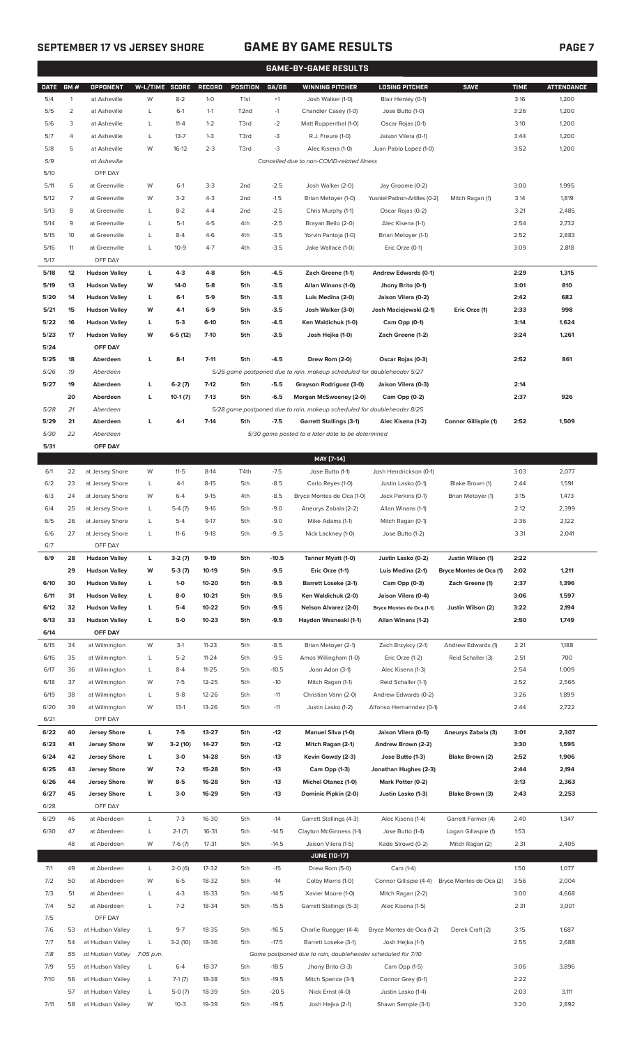# GAME BY GAME RESULTS

SEPTEMBER 17 VS JERSEY SHORE

## GAME-BY-GAME RESULTS

| DATE | GM # | OPPONENT | W-L/TIME | SCORE | RECORD | POSITION | GA/GB | WINNING PITCHER | LOSING PITCHER | SAVE | TIME | ATTENDANCE |
|---|---|---|---|---|---|---|---|---|---|---|---|---|
| 5/4 | 1 | at Asheville | W | 8-2 | 1-0 | T1st | +1 | Josh Walker (1-0) | Blair Henley (0-1) | | 3:16 | 1,200 |
| 5/5 | 2 | at Asheville | L | 6-1 | 1-1 | T2nd | -1 | Chandler Casey (1-0) | Jose Butto (1-0) | | 3:26 | 1,200 |
| 5/6 | 3 | at Asheville | L | 11-4 | 1-2 | T3rd | -2 | Matt Ruppenthal (1-0) | Oscar Rojas (0-1) | | 3:10 | 1,200 |
| 5/7 | 4 | at Asheville | L | 13-7 | 1-3 | T3rd | -3 | R.J. Freure (1-0) | Jaison Vilera (0-1) | | 3:44 | 1,200 |
| 5/8 | 5 | at Asheville | W | 16-12 | 2-3 | T3rd | -3 | Alec Kisena (1-0) | Juan Pablo Lopez (1-0) | | 3:52 | 1,200 |
| 5/9 | | at Asheville | | | | | | Cancelled due to non-COVID-related illness | | | | |
| 5/10 | | OFF DAY | | | | | | | | | | |
| 5/11 | 6 | at Greenville | W | 6-1 | 3-3 | 2nd | -2.5 | Josh Walker (2-0) | Jay Groome (0-2) | | 3:00 | 1,995 |
| 5/12 | 7 | at Greenville | W | 3-2 | 4-3 | 2nd | -1.5 | Brian Metoyer (1-0) | Yusniel Padron-Artilles (0-2) | Mitch Ragan (1) | 3:14 | 1,819 |
| 5/13 | 8 | at Greenville | L | 8-2 | 4-4 | 2nd | -2.5 | Chris Murphy (1-1) | Oscar Rojas (0-2) | | 3:21 | 2,485 |
| 5/14 | 9 | at Greenville | L | 5-1 | 4-5 | 4th | -2.5 | Brayan Bello (2-0) | Alec Kisena (1-1) | | 2:54 | 2,732 |
| 5/15 | 10 | at Greenville | L | 8-4 | 4-6 | 4th | -3.5 | Yorvin Pantoja (1-0) | Brian Metoyer (1-1) | | 2:52 | 2,883 |
| 5/16 | 11 | at Greenville | L | 10-9 | 4-7 | 4th | -3.5 | Jake Wallace (1-0) | Eric Orze (0-1) | | 3:09 | 2,818 |
| 5/17 | | OFF DAY | | | | | | | | | | |
| **5/18** | **12** | **Hudson Valley** | **L** | **4-3** | **4-8** | **5th** | **-4.5** | **Zach Greene (1-1)** | **Andrew Edwards (0-1)** | | **2:29** | **1,315** |
| **5/19** | **13** | **Hudson Valley** | **W** | **14-0** | **5-8** | **5th** | **-3.5** | **Allan Winans (1-0)** | **Jhony Brito (0-1)** | | **3:01** | **810** |
| **5/20** | **14** | **Hudson Valley** | **L** | **6-1** | **5-9** | **5th** | **-3.5** | **Luis Medina (2-0)** | **Jaison Vilera (0-2)** | | **2:42** | **682** |
| **5/21** | **15** | **Hudson Valley** | **W** | **4-1** | **6-9** | **5th** | **-3.5** | **Josh Walker (3-0)** | **Josh Maciejewski (2-1)** | **Eric Orze (1)** | **2:33** | **998** |
| **5/22** | **16** | **Hudson Valley** | **L** | **5-3** | **6-10** | **5th** | **-4.5** | **Ken Waldichuk (1-0)** | **Cam Opp (0-1)** | | **3:14** | **1,624** |
| **5/23** | **17** | **Hudson Valley** | **W** | **6-5 (12)** | **7-10** | **5th** | **-3.5** | **Josh Hejka (1-0)** | **Zach Greene (1-2)** | | **3:24** | **1,261** |
| **5/24** | | **OFF DAY** | | | | | | | | | | |
| **5/25** | **18** | **Aberdeen** | **L** | **8-1** | **7-11** | **5th** | **-4.5** | **Drew Rom (2-0)** | **Oscar Rojas (0-3)** | | **2:52** | **861** |
| 5/26 | 19 | Aberdeen | | | | | | 5/26 game postponed due to rain, makeup scheduled for doubleheader 5/27 | | | | |
| **5/27** | **19** | **Aberdeen** | **L** | **6-2 (7)** | **7-12** | **5th** | **-5.5** | **Grayson Rodriguez (3-0)** | **Jaison Vilera (0-3)** | | **2:14** | |
| | **20** | **Aberdeen** | **L** | **10-1 (7)** | **7-13** | **5th** | **-6.5** | **Morgan McSweeney (2-0)** | **Cam Opp (0-2)** | | **2:37** | **926** |
| 5/28 | 21 | Aberdeen | | | | | | 5/28 game postponed due to rain, makeup scheduled for doubleheader 8/25 | | | | |
| **5/29** | **21** | **Aberdeen** | **L** | **4-1** | **7-14** | **5th** | **-7.5** | **Garrett Stallings (3-1)** | **Alec Kisena (1-2)** | **Connor Gillispie (1)** | **2:52** | **1,509** |
| 5/30 | 22 | Aberdeen | | | | | | 5/30 game posted to a later date to be determined | | | | |
| **5/31** | | **OFF DAY** | | | | | | | | | | |
| | | | | | | | | **MAY [7-14]** | | | | |
| 6/1 | 22 | at Jersey Shore | W | 11-5 | 8-14 | T4th | -7.5 | Jose Butto (1-1) | Josh Hendrickson (0-1) | | 3:03 | 2,077 |
| 6/2 | 23 | at Jersey Shore | L | 4-1 | 8-15 | 5th | -8.5 | Carlo Reyes (1-0) | Justin Lasko (0-1) | Blake Brown (1) | 2:44 | 1,591 |
| 6/3 | 24 | at Jersey Shore | W | 6-4 | 9-15 | 4th | -8.5 | Bryce Montes de Oca (1-0) | Jack Perkins (0-1) | Brian Metoyer (1) | 3:15 | 1,473 |
| 6/4 | 25 | at Jersey Shore | L | 5-4 (7) | 9-16 | 5th | -9.0 | Aneurys Zabala (2-2) | Allan Winans (1-1) | | 2:12 | 2,399 |
| 6/5 | 26 | at Jersey Shore | L | 5-4 | 9-17 | 5th | -9.0 | Mike Adams (1-1) | Mitch Ragan (0-1) | | 2:36 | 2,122 |
| 6/6 | 27 | at Jersey Shore | L | 11-6 | 9-18 | 5th | -9..5 | Nick Lackney (1-0) | Jose Butto (1-2) | | 3:31 | 2,041 |
| 6/7 | | OFF DAY | | | | | | | | | | |
| **6/9** | **28** | **Hudson Valley** | **L** | **3-2 (7)** | **9-19** | **5th** | **-10.5** | **Tanner Myatt (1-0)** | **Justin Lasko (0-2)** | **Justin Wilson (1)** | **2:22** | |
| | **29** | **Hudson Valley** | **W** | **5-3 (7)** | **10-19** | **5th** | **-9.5** | **Eric Orze (1-1)** | **Luis Medina (2-1)** | **Bryce Montes de Oca (1)** | **2:02** | **1,211** |
| **6/10** | **30** | **Hudson Valley** | **L** | **1-0** | **10-20** | **5th** | **-9.5** | **Barrett Loseke (2-1)** | **Cam Opp (0-3)** | **Zach Greene (1)** | **2:37** | **1,396** |
| **6/11** | **31** | **Hudson Valley** | **L** | **8-0** | **10-21** | **5th** | **-9.5** | **Ken Waldichuk (2-0)** | **Jaison Vilera (0-4)** | | **3:06** | **1,597** |
| **6/12** | **32** | **Hudson Valley** | **L** | **5-4** | **10-22** | **5th** | **-9.5** | **Nelson Alvarez (2-0)** | **Bryce Montes de Oca (1-1)** | **Justin Wilson (2)** | **3:22** | **2,194** |
| **6/13** | **33** | **Hudson Valley** | **L** | **5-0** | **10-23** | **5th** | **-9.5** | **Hayden Wesneski (1-1)** | **Allan Winans (1-2)** | | **2:50** | **1,749** |
| **6/14** | | **OFF DAY** | | | | | | | | | | |
| 6/15 | 34 | at Wilmington | W | 3-1 | 11-23 | 5th | -8.5 | Brian Metoyer (2-1) | Zach Brzykcy (2-1) | Andrew Edwards (1) | 2:21 | 1,188 |
| 6/16 | 35 | at Wilmington | L | 5-2 | 11-24 | 5th | -9.5 | Amos Willingham (1-0) | Eric Orze (1-2) | Reid Schaller (3) | 2:51 | 700 |
| 6/17 | 36 | at Wilmington | L | 8-4 | 11-25 | 5th | -10.5 | Joan Adon (3-1) | Alec Kisena (1-3) | | 2:54 | 1,009 |
| 6/18 | 37 | at Wilmington | W | 7-5 | 12-25 | 5th | -10 | Mitch Ragan (1-1) | Reid Schaller (1-1) | | 2:52 | 2,565 |
| 6/19 | 38 | at Wilmington | L | 9-8 | 12-26 | 5th | -11 | Christian Vann (2-0) | Andrew Edwards (0-2) | | 3:26 | 1,899 |
| 6/20 | 39 | at Wilmington | W | 13-1 | 13-26 | 5th | -11 | Justin Lasko (1-2) | Alfonso Hernanndez (0-1) | | 2:44 | 2,722 |
| 6/21 | | OFF DAY | | | | | | | | | | |
| **6/22** | **40** | **Jersey Shore** | **L** | **7-5** | **13-27** | **5th** | **-12** | **Manuel Silva (1-0)** | **Jaison Vilera (0-5)** | **Aneurys Zabala (3)** | **3:01** | **2,307** |
| **6/23** | **41** | **Jersey Shore** | **W** | **3-2 (10)** | **14-27** | **5th** | **-12** | **Mitch Ragan (2-1)** | **Andrew Brown (2-2)** | | **3:30** | **1,595** |
| **6/24** | **42** | **Jersey Shore** | **L** | **3-0** | **14-28** | **5th** | **-13** | **Kevin Gowdy (2-3)** | **Jose Butto (1-3)** | **Blake Brown (2)** | **2:52** | **1,906** |
| **6/25** | **43** | **Jersey Shore** | **W** | **7-2** | **15-28** | **5th** | **-13** | **Cam Opp (1-3)** | **Jonathan Hughes (2-3)** | | **2:44** | **2,194** |
| **6/26** | **44** | **Jersey Shore** | **W** | **8-5** | **16-28** | **5th** | **-13** | **Michel Otanez (1-0)** | **Mark Potter (0-2)** | | **3:13** | **2,363** |
| **6/27** | **45** | **Jersey Shore** | **L** | **3-0** | **16-29** | **5th** | **-13** | **Dominic Pipkin (2-0)** | **Justin Lasko (1-3)** | **Blake Brown (3)** | **2:43** | **2,253** |
| 6/28 | | OFF DAY | | | | | | | | | | |
| 6/29 | 46 | at Aberdeen | L | 7-3 | 16-30 | 5th | -14 | Garrett Stallings (4-3) | Alec Kisena (1-4) | Garrett Farmer (4) | 2:40 | 1,347 |
| 6/30 | 47 | at Aberdeen | L | 2-1 (7) | 16-31 | 5th | -14.5 | Clayton McGinness (1-1) | Jose Butto (1-4) | Logan Gillaspie (1) | 1:53 | |
| | 48 | at Aberdeen | W | 7-6 (7) | 17-31 | 5th | -14.5 | Jaison Vilera (1-5) | Kade Strowd (0-2) | Mitch Ragan (2) | 2:31 | 2,405 |
| | | | | | | | | **JUNE [10-17]** | | | | |
| 7/1 | 49 | at Aberdeen | L | 2-0 (6) | 17-32 | 5th | -15 | Drew Rom (5-0) | Cam (1-4) | | 1:50 | 1,077 |
| 7/2 | 50 | at Aberdeen | W | 6-5 | 18-32 | 5th | -14 | Colby Morris (1-0) | Connor Gillispie (4-4) | Bryce Montes de Oca (2) | 3:56 | 2,004 |
| 7/3 | 51 | at Aberdeen | L | 4-3 | 18-33 | 5th | -14.5 | Xavier Moore (1-0) | Mitch Ragan (2-2) | | 3:00 | 4,668 |
| 7/4 | 52 | at Aberdeen | L | 7-2 | 18-34 | 5th | -15.5 | Garrett Stallings (5-3) | Alec Kisena (1-5) | | 2:31 | 3,001 |
| 7/5 | | OFF DAY | | | | | | | | | | |
| 7/6 | 53 | at Hudson Valley | L | 9-7 | 18-35 | 5th | -16.5 | Charlie Ruegger (4-4) | Bryce Montes de Oca (1-2) | Derek Craft (2) | 3:15 | 1,687 |
| 7/7 | 54 | at Hudson Valley | L | 3-2 (10) | 18-36 | 5th | -17.5 | Barrett Loseke (3-1) | Josh Hejka (1-1) | | 2:55 | 2,688 |
| 7/8 | 55 | at Hudson Valley | 7:05 p.m. | | | | | Game postponed due to rain, doubleheader scheduled for 7/10 | | | | |
| 7/9 | 55 | at Hudson Valley | L | 6-4 | 18-37 | 5th | -18.5 | Jhony Brito (3-3) | Cam Opp (1-5) | | 3:06 | 3,896 |
| 7/10 | 56 | at Hudson Valley | L | 7-1 (7) | 18-38 | 5th | -19.5 | Mitch Spence (3-1) | Connor Grey (0-1) | | 2:22 | |
| | 57 | at Hudson Valley | L | 5-0 (7) | 18-39 | 5th | -20.5 | Nick Ernst (4-0) | Justin Lasko (1-4) | | 2:03 | 3,111 |
| 7/11 | 58 | at Hudson Valley | W | 10-3 | 19-39 | 5th | -19.5 | Josh Hejka (2-1) | Shawn Semple (3-1) | | 3:20 | 2,892 |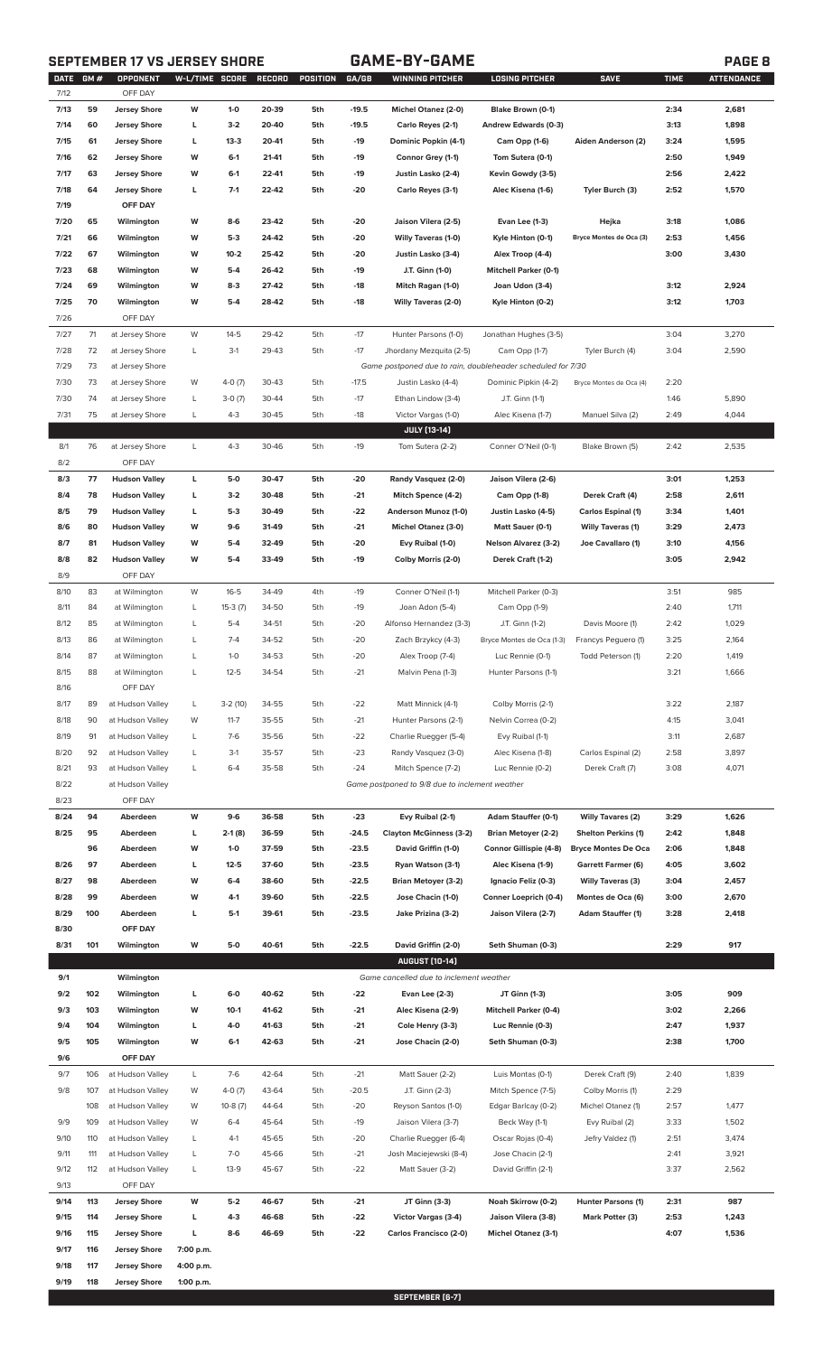## SEPTEMBER 17 VS JERSEY SHORE — GAME-BY-GAME

| DATE | GM # | OPPONENT | W-L/TIME | SCORE | RECORD | POSITION | GA/GB | WINNING PITCHER | LOSING PITCHER | SAVE | TIME | ATTENDANCE |
|---|---|---|---|---|---|---|---|---|---|---|---|---|
| 7/12 | | OFF DAY | | | | | | | | | | |
| 7/13 | 59 | Jersey Shore | W | 1-0 | 20-39 | 5th | -19.5 | Michel Otanez (2-0) | Blake Brown (0-1) | | 2:34 | 2,681 |
| 7/14 | 60 | Jersey Shore | L | 3-2 | 20-40 | 5th | -19.5 | Carlo Reyes (2-1) | Andrew Edwards (0-3) | | 3:13 | 1,898 |
| 7/15 | 61 | Jersey Shore | L | 13-3 | 20-41 | 5th | -19 | Dominic Popkin (4-1) | Cam Opp (1-6) | Aiden Anderson (2) | 3:24 | 1,595 |
| 7/16 | 62 | Jersey Shore | W | 6-1 | 21-41 | 5th | -19 | Connor Grey (1-1) | Tom Sutera (0-1) | | 2:50 | 1,949 |
| 7/17 | 63 | Jersey Shore | W | 6-1 | 22-41 | 5th | -19 | Justin Lasko (2-4) | Kevin Gowdy (3-5) | | 2:56 | 2,422 |
| 7/18 | 64 | Jersey Shore | L | 7-1 | 22-42 | 5th | -20 | Carlo Reyes (3-1) | Alec Kisena (1-6) | Tyler Burch (3) | 2:52 | 1,570 |
| 7/19 | | OFF DAY | | | | | | | | | | |
| 7/20 | 65 | Wilmington | W | 8-6 | 23-42 | 5th | -20 | Jaison Vilera (2-5) | Evan Lee (1-3) | Hejka | 3:18 | 1,086 |
| 7/21 | 66 | Wilmington | W | 5-3 | 24-42 | 5th | -20 | Willy Taveras (1-0) | Kyle Hinton (0-1) | Bryce Montes de Oca (3) | 2:53 | 1,456 |
| 7/22 | 67 | Wilmington | W | 10-2 | 25-42 | 5th | -20 | Justin Lasko (3-4) | Alex Troop (4-4) | | 3:00 | 3,430 |
| 7/23 | 68 | Wilmington | W | 5-4 | 26-42 | 5th | -19 | J.T. Ginn (1-0) | Mitchell Parker (0-1) | | | |
| 7/24 | 69 | Wilmington | W | 8-3 | 27-42 | 5th | -18 | Mitch Ragan (1-0) | Joan Udon (3-4) | | 3:12 | 2,924 |
| 7/25 | 70 | Wilmington | W | 5-4 | 28-42 | 5th | -18 | Willy Taveras (2-0) | Kyle Hinton (0-2) | | 3:12 | 1,703 |
| 7/26 | | OFF DAY | | | | | | | | | | |
| 7/27 | 71 | at Jersey Shore | W | 14-5 | 29-42 | 5th | -17 | Hunter Parsons (1-0) | Jonathan Hughes (3-5) | | 3:04 | 3,270 |
| 7/28 | 72 | at Jersey Shore | L | 3-1 | 29-43 | 5th | -17 | Jhordany Mezquita (2-5) | Cam Opp (1-7) | Tyler Burch (4) | 3:04 | 2,590 |
| 7/29 | 73 | at Jersey Shore | | | | | | Game postponed due to rain, doubleheader scheduled for 7/30 | | | | |
| 7/30 | 73 | at Jersey Shore | W | 4-0 (7) | 30-43 | 5th | -17.5 | Justin Lasko (4-4) | Dominic Pipkin (4-2) | Bryce Montes de Oca (4) | 2:20 | |
| 7/30 | 74 | at Jersey Shore | L | 3-0 (7) | 30-44 | 5th | -17 | Ethan Lindow (3-4) | J.T. Ginn (1-1) | | 1:46 | 5,890 |
| 7/31 | 75 | at Jersey Shore | L | 4-3 | 30-45 | 5th | -18 | Victor Vargas (1-0) | Alec Kisena (1-7) | Manuel Silva (2) | 2:49 | 4,044 |
| | | | | | | | | JULY [13-14] | | | | |
| 8/1 | 76 | at Jersey Shore | L | 4-3 | 30-46 | 5th | -19 | Tom Sutera (2-2) | Conner O'Neil (0-1) | Blake Brown (5) | 2:42 | 2,535 |
| 8/2 | | OFF DAY | | | | | | | | | | |
| 8/3 | 77 | Hudson Valley | L | 5-0 | 30-47 | 5th | -20 | Randy Vasquez (2-0) | Jaison Vilera (2-6) | | 3:01 | 1,253 |
| 8/4 | 78 | Hudson Valley | L | 3-2 | 30-48 | 5th | -21 | Mitch Spence (4-2) | Cam Opp (1-8) | Derek Craft (4) | 2:58 | 2,611 |
| 8/5 | 79 | Hudson Valley | L | 5-3 | 30-49 | 5th | -22 | Anderson Munoz (1-0) | Justin Lasko (4-5) | Carlos Espinal (1) | 3:34 | 1,401 |
| 8/6 | 80 | Hudson Valley | W | 9-6 | 31-49 | 5th | -21 | Michel Otanez (3-0) | Matt Sauer (0-1) | Willy Taveras (1) | 3:29 | 2,473 |
| 8/7 | 81 | Hudson Valley | W | 5-4 | 32-49 | 5th | -20 | Evy Ruibal (1-0) | Nelson Alvarez (3-2) | Joe Cavallaro (1) | 3:10 | 4,156 |
| 8/8 | 82 | Hudson Valley | W | 5-4 | 33-49 | 5th | -19 | Colby Morris (2-0) | Derek Craft (1-2) | | 3:05 | 2,942 |
| 8/9 | | OFF DAY | | | | | | | | | | |
| 8/10 | 83 | at Wilmington | W | 16-5 | 34-49 | 4th | -19 | Conner O'Neil (1-1) | Mitchell Parker (0-3) | | 3:51 | 985 |
| 8/11 | 84 | at Wilmington | L | 15-3 (7) | 34-50 | 5th | -19 | Joan Adon (5-4) | Cam Opp (1-9) | | 2:40 | 1,711 |
| 8/12 | 85 | at Wilmington | L | 5-4 | 34-51 | 5th | -20 | Alfonso Hernandez (3-3) | J.T. Ginn (1-2) | Davis Moore (1) | 2:42 | 1,029 |
| 8/13 | 86 | at Wilmington | L | 7-4 | 34-52 | 5th | -20 | Zach Brzykcy (4-3) | Bryce Montes de Oca (1-3) | Francys Peguero (1) | 3:25 | 2,164 |
| 8/14 | 87 | at Wilmington | L | 1-0 | 34-53 | 5th | -20 | Alex Troop (7-4) | Luc Rennie (0-1) | Todd Peterson (1) | 2:20 | 1,419 |
| 8/15 | 88 | at Wilmington | L | 12-5 | 34-54 | 5th | -21 | Malvin Pena (1-3) | Hunter Parsons (1-1) | | 3:21 | 1,666 |
| 8/16 | | OFF DAY | | | | | | | | | | |
| 8/17 | 89 | at Hudson Valley | L | 3-2 (10) | 34-55 | 5th | -22 | Matt Minnick (4-1) | Colby Morris (2-1) | | 3:22 | 2,187 |
| 8/18 | 90 | at Hudson Valley | W | 11-7 | 35-55 | 5th | -21 | Hunter Parsons (2-1) | Nelvin Correa (0-2) | | 4:15 | 3,041 |
| 8/19 | 91 | at Hudson Valley | L | 7-6 | 35-56 | 5th | -22 | Charlie Ruegger (5-4) | Evy Ruibal (1-1) | | 3:11 | 2,687 |
| 8/20 | 92 | at Hudson Valley | L | 3-1 | 35-57 | 5th | -23 | Randy Vasquez (3-0) | Alec Kisena (1-8) | Carlos Espinal (2) | 2:58 | 3,897 |
| 8/21 | 93 | at Hudson Valley | L | 6-4 | 35-58 | 5th | -24 | Mitch Spence (7-2) | Luc Rennie (0-2) | Derek Craft (7) | 3:08 | 4,071 |
| 8/22 | | at Hudson Valley | | | | | | Game postponed to 9/8 due to inclement weather | | | | |
| 8/23 | | OFF DAY | | | | | | | | | | |
| 8/24 | 94 | Aberdeen | W | 9-6 | 36-58 | 5th | -23 | Evy Ruibal (2-1) | Adam Stauffer (0-1) | Willy Tavares (2) | 3:29 | 1,626 |
| 8/25 | 95 | Aberdeen | L | 2-1 (8) | 36-59 | 5th | -24.5 | Clayton McGinness (3-2) | Brian Metoyer (2-2) | Shelton Perkins (1) | 2:42 | 1,848 |
| | 96 | Aberdeen | W | 1-0 | 37-59 | 5th | -23.5 | David Griffin (1-0) | Connor Gillispie (4-8) | Bryce Montes De Oca | 2:06 | 1,848 |
| 8/26 | 97 | Aberdeen | L | 12-5 | 37-60 | 5th | -23.5 | Ryan Watson (3-1) | Alec Kisena (1-9) | Garrett Farmer (6) | 4:05 | 3,602 |
| 8/27 | 98 | Aberdeen | W | 6-4 | 38-60 | 5th | -22.5 | Brian Metoyer (3-2) | Ignacio Feliz (0-3) | Willy Taveras (3) | 3:04 | 2,457 |
| 8/28 | 99 | Aberdeen | W | 4-1 | 39-60 | 5th | -22.5 | Jose Chacin (1-0) | Conner Loeprich (0-4) | Montes de Oca (6) | 3:00 | 2,670 |
| 8/29 | 100 | Aberdeen | L | 5-1 | 39-61 | 5th | -23.5 | Jake Prizina (3-2) | Jaison Vilera (2-7) | Adam Stauffer (1) | 3:28 | 2,418 |
| 8/30 | | OFF DAY | | | | | | | | | | |
| 8/31 | 101 | Wilmington | W | 5-0 | 40-61 | 5th | -22.5 | David Griffin (2-0) | Seth Shuman (0-3) | | 2:29 | 917 |
| | | | | | | | | AUGUST [10-14] | | | | |
| 9/1 | | Wilmington | | | | | | Game cancelled due to inclement weather | | | | |
| 9/2 | 102 | Wilmington | L | 6-0 | 40-62 | 5th | -22 | Evan Lee (2-3) | JT Ginn (1-3) | | 3:05 | 909 |
| 9/3 | 103 | Wilmington | W | 10-1 | 41-62 | 5th | -21 | Alec Kisena (2-9) | Mitchell Parker (0-4) | | 3:02 | 2,266 |
| 9/4 | 104 | Wilmington | L | 4-0 | 41-63 | 5th | -21 | Cole Henry (3-3) | Luc Rennie (0-3) | | 2:47 | 1,937 |
| 9/5 | 105 | Wilmington | W | 6-1 | 42-63 | 5th | -21 | Jose Chacin (2-0) | Seth Shuman (0-3) | | 2:38 | 1,700 |
| 9/6 | | OFF DAY | | | | | | | | | | |
| 9/7 | 106 | at Hudson Valley | L | 7-6 | 42-64 | 5th | -21 | Matt Sauer (2-2) | Luis Montas (0-1) | Derek Craft (9) | 2:40 | 1,839 |
| 9/8 | 107 | at Hudson Valley | W | 4-0 (7) | 43-64 | 5th | -20.5 | J.T. Ginn (2-3) | Mitch Spence (7-5) | Colby Morris (1) | 2:29 | |
| | 108 | at Hudson Valley | W | 10-8 (7) | 44-64 | 5th | -20 | Reyson Santos (1-0) | Edgar Barlcay (0-2) | Michel Otanez (1) | 2:57 | 1,477 |
| 9/9 | 109 | at Hudson Valley | W | 6-4 | 45-64 | 5th | -19 | Jaison Vilera (3-7) | Beck Way (1-1) | Evy Ruibal (2) | 3:33 | 1,502 |
| 9/10 | 110 | at Hudson Valley | L | 4-1 | 45-65 | 5th | -20 | Charlie Ruegger (6-4) | Oscar Rojas (0-4) | Jefry Valdez (1) | 2:51 | 3,474 |
| 9/11 | 111 | at Hudson Valley | L | 7-0 | 45-66 | 5th | -21 | Josh Maciejewski (8-4) | Jose Chacin (2-1) | | 2:41 | 3,921 |
| 9/12 | 112 | at Hudson Valley | L | 13-9 | 45-67 | 5th | -22 | Matt Sauer (3-2) | David Griffin (2-1) | | 3:37 | 2,562 |
| 9/13 | | OFF DAY | | | | | | | | | | |
| 9/14 | 113 | Jersey Shore | W | 5-2 | 46-67 | 5th | -21 | JT Ginn (3-3) | Noah Skirrow (0-2) | Hunter Parsons (1) | 2:31 | 987 |
| 9/15 | 114 | Jersey Shore | L | 4-3 | 46-68 | 5th | -22 | Victor Vargas (3-4) | Jaison Vilera (3-8) | Mark Potter (3) | 2:53 | 1,243 |
| 9/16 | 115 | Jersey Shore | L | 8-6 | 46-69 | 5th | -22 | Carlos Francisco (2-0) | Michel Otanez (3-1) | | 4:07 | 1,536 |
| 9/17 | 116 | Jersey Shore | 7:00 p.m. | | | | | | | | | |
| 9/18 | 117 | Jersey Shore | 4:00 p.m. | | | | | | | | | |
| 9/19 | 118 | Jersey Shore | 1:00 p.m. | | | | | | | | | |
| | | | | | | | | SEPTEMBER [6-7] | | | | |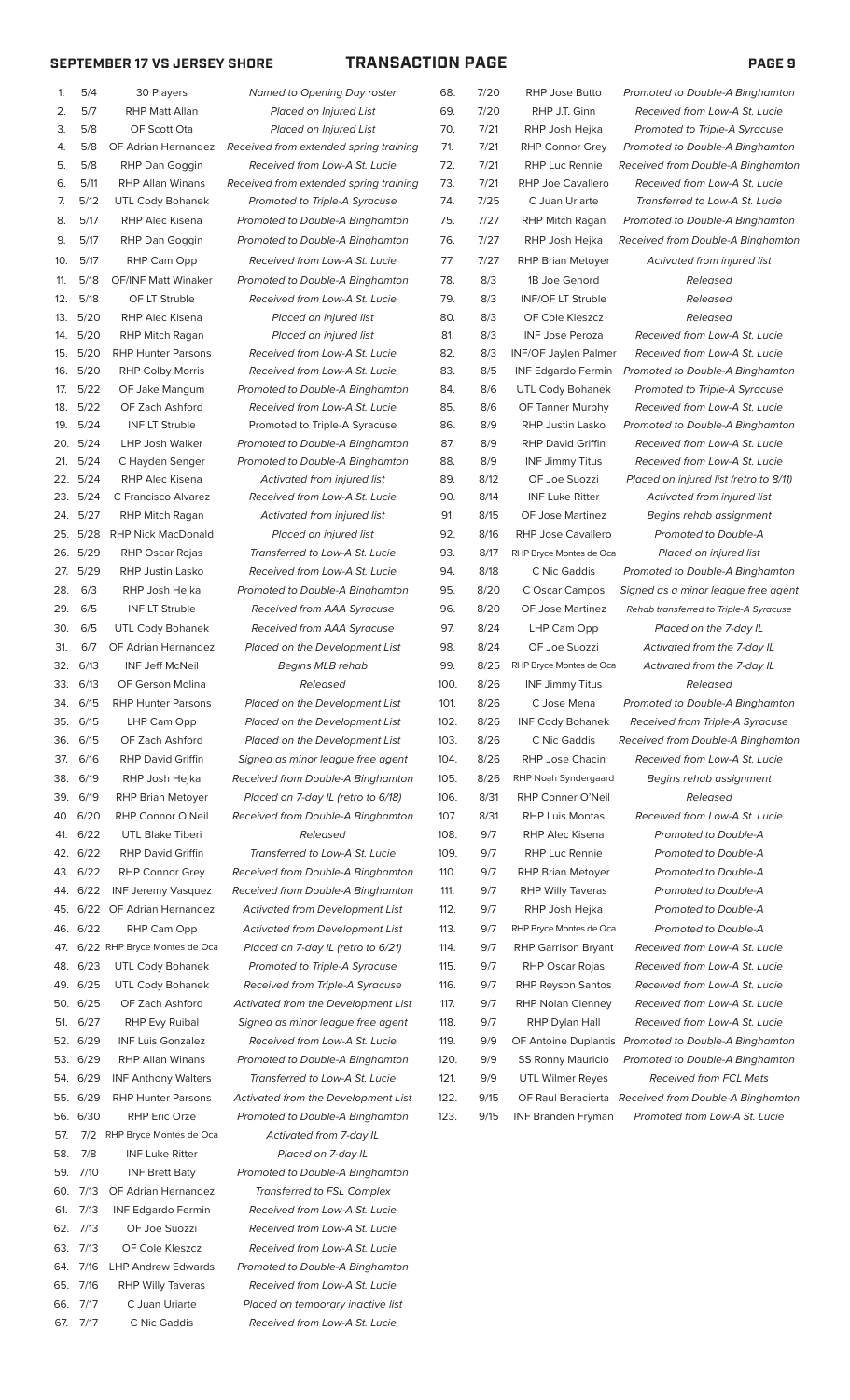SEPTEMBER 17 VS JERSEY SHORE

# TRANSACTION PAGE

| | | | |
|---|---|---|---|
| 1. | 5/4 | 30 Players | *Named to Opening Day roster* |
| 2. | 5/7 | RHP Matt Allan | *Placed on Injured List* |
| 3. | 5/8 | OF Scott Ota | *Placed on Injured List* |
| 4. | 5/8 | OF Adrian Hernandez | *Received from extended spring training* |
| 5. | 5/8 | RHP Dan Goggin | *Received from Low-A St. Lucie* |
| 6. | 5/11 | RHP Allan Winans | *Received from extended spring training* |
| 7. | 5/12 | UTL Cody Bohanek | *Promoted to Triple-A Syracuse* |
| 8. | 5/17 | RHP Alec Kisena | *Promoted to Double-A Binghamton* |
| 9. | 5/17 | RHP Dan Goggin | *Promoted to Double-A Binghamton* |
| 10. | 5/17 | RHP Cam Opp | *Received from Low-A St. Lucie* |
| 11. | 5/18 | OF/INF Matt Winaker | *Promoted to Double-A Binghamton* |
| 12. | 5/18 | OF LT Struble | *Received from Low-A St. Lucie* |
| 13. | 5/20 | RHP Alec Kisena | *Placed on injured list* |
| 14. | 5/20 | RHP Mitch Ragan | *Placed on injured list* |
| 15. | 5/20 | RHP Hunter Parsons | *Received from Low-A St. Lucie* |
| 16. | 5/20 | RHP Colby Morris | *Received from Low-A St. Lucie* |
| 17. | 5/22 | OF Jake Mangum | *Promoted to Double-A Binghamton* |
| 18. | 5/22 | OF Zach Ashford | *Received from Low-A St. Lucie* |
| 19. | 5/24 | INF LT Struble | Promoted to Triple-A Syracuse |
| 20. | 5/24 | LHP Josh Walker | *Promoted to Double-A Binghamton* |
| 21. | 5/24 | C Hayden Senger | *Promoted to Double-A Binghamton* |
| 22. | 5/24 | RHP Alec Kisena | *Activated from injured list* |
| 23. | 5/24 | C Francisco Alvarez | *Received from Low-A St. Lucie* |
| 24. | 5/27 | RHP Mitch Ragan | *Activated from injured list* |
| 25. | 5/28 | RHP Nick MacDonald | *Placed on injured list* |
| 26. | 5/29 | RHP Oscar Rojas | *Transferred to Low-A St. Lucie* |
| 27. | 5/29 | RHP Justin Lasko | *Received from Low-A St. Lucie* |
| 28. | 6/3 | RHP Josh Hejka | *Promoted to Double-A Binghamton* |
| 29. | 6/5 | INF LT Struble | *Received from AAA Syracuse* |
| 30. | 6/5 | UTL Cody Bohanek | *Received from AAA Syracuse* |
| 31. | 6/7 | OF Adrian Hernandez | *Placed on the Development List* |
| 32. | 6/13 | INF Jeff McNeil | *Begins MLB rehab* |
| 33. | 6/13 | OF Gerson Molina | *Released* |
| 34. | 6/15 | RHP Hunter Parsons | *Placed on the Development List* |
| 35. | 6/15 | LHP Cam Opp | *Placed on the Development List* |
| 36. | 6/15 | OF Zach Ashford | *Placed on the Development List* |
| 37. | 6/16 | RHP David Griffin | *Signed as minor league free agent* |
| 38. | 6/19 | RHP Josh Hejka | *Received from Double-A Binghamton* |
| 39. | 6/19 | RHP Brian Metoyer | *Placed on 7-day IL (retro to 6/18)* |
| 40. | 6/20 | RHP Connor O'Neil | *Received from Double-A Binghamton* |
| 41. | 6/22 | UTL Blake Tiberi | *Released* |
| 42. | 6/22 | RHP David Griffin | *Transferred to Low-A St. Lucie* |
| 43. | 6/22 | RHP Connor Grey | *Received from Double-A Binghamton* |
| 44. | 6/22 | INF Jeremy Vasquez | *Received from Double-A Binghamton* |
| 45. | 6/22 | OF Adrian Hernandez | *Activated from Development List* |
| 46. | 6/22 | RHP Cam Opp | *Activated from Development List* |
| 47. | 6/22 | RHP Bryce Montes de Oca | *Placed on 7-day IL (retro to 6/21)* |
| 48. | 6/23 | UTL Cody Bohanek | *Promoted to Triple-A Syracuse* |
| 49. | 6/25 | UTL Cody Bohanek | *Received from Triple-A Syracuse* |
| 50. | 6/25 | OF Zach Ashford | *Activated from the Development List* |
| 51. | 6/27 | RHP Evy Ruibal | *Signed as minor league free agent* |
| 52. | 6/29 | INF Luis Gonzalez | *Received from Low-A St. Lucie* |
| 53. | 6/29 | RHP Allan Winans | *Promoted to Double-A Binghamton* |
| 54. | 6/29 | INF Anthony Walters | *Transferred to Low-A St. Lucie* |
| 55. | 6/29 | RHP Hunter Parsons | *Activated from the Development List* |
| 56. | 6/30 | RHP Eric Orze | *Promoted to Double-A Binghamton* |
| 57. | 7/2 | RHP Bryce Montes de Oca | *Activated from 7-day IL* |
| 58. | 7/8 | INF Luke Ritter | *Placed on 7-day IL* |
| 59. | 7/10 | INF Brett Baty | *Promoted to Double-A Binghamton* |
| 60. | 7/13 | OF Adrian Hernandez | *Transferred to FSL Complex* |
| 61. | 7/13 | INF Edgardo Fermin | *Received from Low-A St. Lucie* |
| 62. | 7/13 | OF Joe Suozzi | *Received from Low-A St. Lucie* |
| 63. | 7/13 | OF Cole Kleszcz | *Received from Low-A St. Lucie* |
| 64. | 7/16 | LHP Andrew Edwards | *Promoted to Double-A Binghamton* |
| 65. | 7/16 | RHP Willy Taveras | *Received from Low-A St. Lucie* |
| 66. | 7/17 | C Juan Uriarte | *Placed on temporary inactive list* |
| 67. | 7/17 | C Nic Gaddis | *Received from Low-A St. Lucie* |
| 68. | 7/20 | RHP Jose Butto | *Promoted to Double-A Binghamton* |
| 69. | 7/20 | RHP J.T. Ginn | *Received from Low-A St. Lucie* |
| 70. | 7/21 | RHP Josh Hejka | *Promoted to Triple-A Syracuse* |
| 71. | 7/21 | RHP Connor Grey | *Promoted to Double-A Binghamton* |
| 72. | 7/21 | RHP Luc Rennie | *Received from Double-A Binghamton* |
| 73. | 7/21 | RHP Joe Cavallero | *Received from Low-A St. Lucie* |
| 74. | 7/25 | C Juan Uriarte | *Transferred to Low-A St. Lucie* |
| 75. | 7/27 | RHP Mitch Ragan | *Promoted to Double-A Binghamton* |
| 76. | 7/27 | RHP Josh Hejka | *Received from Double-A Binghamton* |
| 77. | 7/27 | RHP Brian Metoyer | *Activated from injured list* |
| 78. | 8/3 | 1B Joe Genord | *Released* |
| 79. | 8/3 | INF/OF LT Struble | *Released* |
| 80. | 8/3 | OF Cole Kleszcz | *Released* |
| 81. | 8/3 | INF Jose Peroza | *Received from Low-A St. Lucie* |
| 82. | 8/3 | INF/OF Jaylen Palmer | *Received from Low-A St. Lucie* |
| 83. | 8/5 | INF Edgardo Fermin | *Promoted to Double-A Binghamton* |
| 84. | 8/6 | UTL Cody Bohanek | *Promoted to Triple-A Syracuse* |
| 85. | 8/6 | OF Tanner Murphy | *Received from Low-A St. Lucie* |
| 86. | 8/9 | RHP Justin Lasko | *Promoted to Double-A Binghamton* |
| 87. | 8/9 | RHP David Griffin | *Received from Low-A St. Lucie* |
| 88. | 8/9 | INF Jimmy Titus | *Received from Low-A St. Lucie* |
| 89. | 8/12 | OF Joe Suozzi | *Placed on injured list (retro to 8/11)* |
| 90. | 8/14 | INF Luke Ritter | *Activated from injured list* |
| 91. | 8/15 | OF Jose Martinez | *Begins rehab assignment* |
| 92. | 8/16 | RHP Jose Cavallero | *Promoted to Double-A* |
| 93. | 8/17 | RHP Bryce Montes de Oca | *Placed on injured list* |
| 94. | 8/18 | C Nic Gaddis | *Promoted to Double-A Binghamton* |
| 95. | 8/20 | C Oscar Campos | *Signed as a minor league free agent* |
| 96. | 8/20 | OF Jose Martinez | *Rehab transferred to Triple-A Syracuse* |
| 97. | 8/24 | LHP Cam Opp | *Placed on the 7-day IL* |
| 98. | 8/24 | OF Joe Suozzi | *Activated from the 7-day IL* |
| 99. | 8/25 | RHP Bryce Montes de Oca | *Activated from the 7-day IL* |
| 100. | 8/26 | INF Jimmy Titus | *Released* |
| 101. | 8/26 | C Jose Mena | *Promoted to Double-A Binghamton* |
| 102. | 8/26 | INF Cody Bohanek | *Received from Triple-A Syracuse* |
| 103. | 8/26 | C Nic Gaddis | *Received from Double-A Binghamton* |
| 104. | 8/26 | RHP Jose Chacin | *Received from Low-A St. Lucie* |
| 105. | 8/26 | RHP Noah Syndergaard | *Begins rehab assignment* |
| 106. | 8/31 | RHP Conner O'Neil | *Released* |
| 107. | 8/31 | RHP Luis Montas | *Received from Low-A St. Lucie* |
| 108. | 9/7 | RHP Alec Kisena | *Promoted to Double-A* |
| 109. | 9/7 | RHP Luc Rennie | *Promoted to Double-A* |
| 110. | 9/7 | RHP Brian Metoyer | *Promoted to Double-A* |
| 111. | 9/7 | RHP Willy Taveras | *Promoted to Double-A* |
| 112. | 9/7 | RHP Josh Hejka | *Promoted to Double-A* |
| 113. | 9/7 | RHP Bryce Montes de Oca | *Promoted to Double-A* |
| 114. | 9/7 | RHP Garrison Bryant | *Received from Low-A St. Lucie* |
| 115. | 9/7 | RHP Oscar Rojas | *Received from Low-A St. Lucie* |
| 116. | 9/7 | RHP Reyson Santos | *Received from Low-A St. Lucie* |
| 117. | 9/7 | RHP Nolan Clenney | *Received from Low-A St. Lucie* |
| 118. | 9/7 | RHP Dylan Hall | *Received from Low-A St. Lucie* |
| 119. | 9/9 | OF Antoine Duplantis | *Promoted to Double-A Binghamton* |
| 120. | 9/9 | SS Ronny Mauricio | *Promoted to Double-A Binghamton* |
| 121. | 9/9 | UTL Wilmer Reyes | *Received from FCL Mets* |
| 122. | 9/15 | OF Raul Beracierta | *Received from Double-A Binghamton* |
| 123. | 9/15 | INF Branden Fryman | *Promoted from Low-A St. Lucie* |